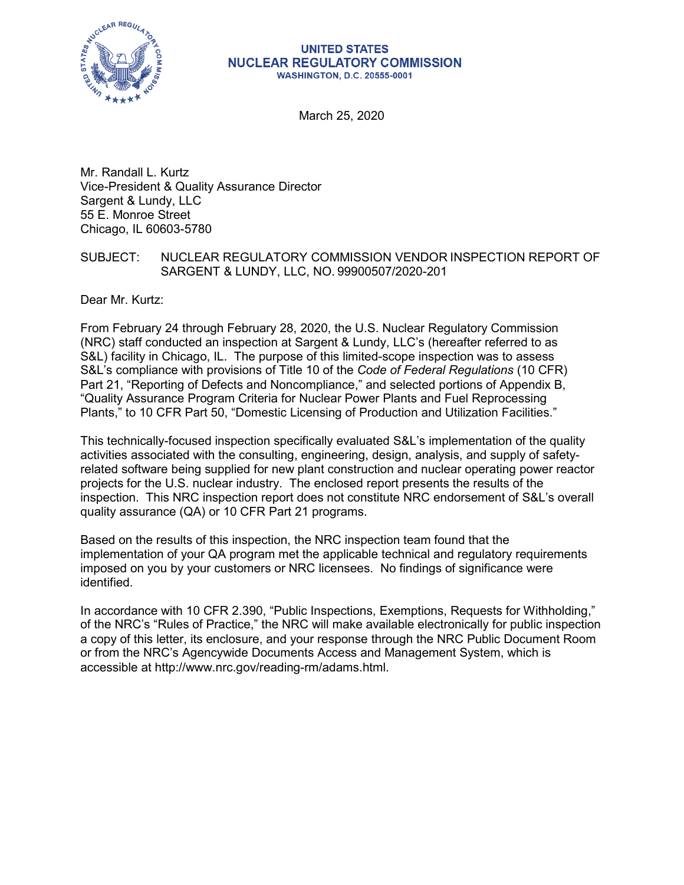**UNITED STATES**
**NUCLEAR REGULATORY COMMISSION**
**WASHINGTON, D.C. 20555-0001**

March 25, 2020

Mr. Randall L. Kurtz
Vice-President & Quality Assurance Director
Sargent & Lundy, LLC
55 E. Monroe Street
Chicago, IL 60603-5780

SUBJECT: NUCLEAR REGULATORY COMMISSION VENDOR INSPECTION REPORT OF SARGENT & LUNDY, LLC, NO. 99900507/2020-201

Dear Mr. Kurtz:

From February 24 through February 28, 2020, the U.S. Nuclear Regulatory Commission (NRC) staff conducted an inspection at Sargent & Lundy, LLC's (hereafter referred to as S&L) facility in Chicago, IL. The purpose of this limited-scope inspection was to assess S&L's compliance with provisions of Title 10 of the *Code of Federal Regulations* (10 CFR) Part 21, "Reporting of Defects and Noncompliance," and selected portions of Appendix B, "Quality Assurance Program Criteria for Nuclear Power Plants and Fuel Reprocessing Plants," to 10 CFR Part 50, "Domestic Licensing of Production and Utilization Facilities."

This technically-focused inspection specifically evaluated S&L's implementation of the quality activities associated with the consulting, engineering, design, analysis, and supply of safety-related software being supplied for new plant construction and nuclear operating power reactor projects for the U.S. nuclear industry. The enclosed report presents the results of the inspection. This NRC inspection report does not constitute NRC endorsement of S&L's overall quality assurance (QA) or 10 CFR Part 21 programs.

Based on the results of this inspection, the NRC inspection team found that the implementation of your QA program met the applicable technical and regulatory requirements imposed on you by your customers or NRC licensees. No findings of significance were identified.

In accordance with 10 CFR 2.390, "Public Inspections, Exemptions, Requests for Withholding," of the NRC's "Rules of Practice," the NRC will make available electronically for public inspection a copy of this letter, its enclosure, and your response through the NRC Public Document Room or from the NRC's Agencywide Documents Access and Management System, which is accessible at http://www.nrc.gov/reading-rm/adams.html.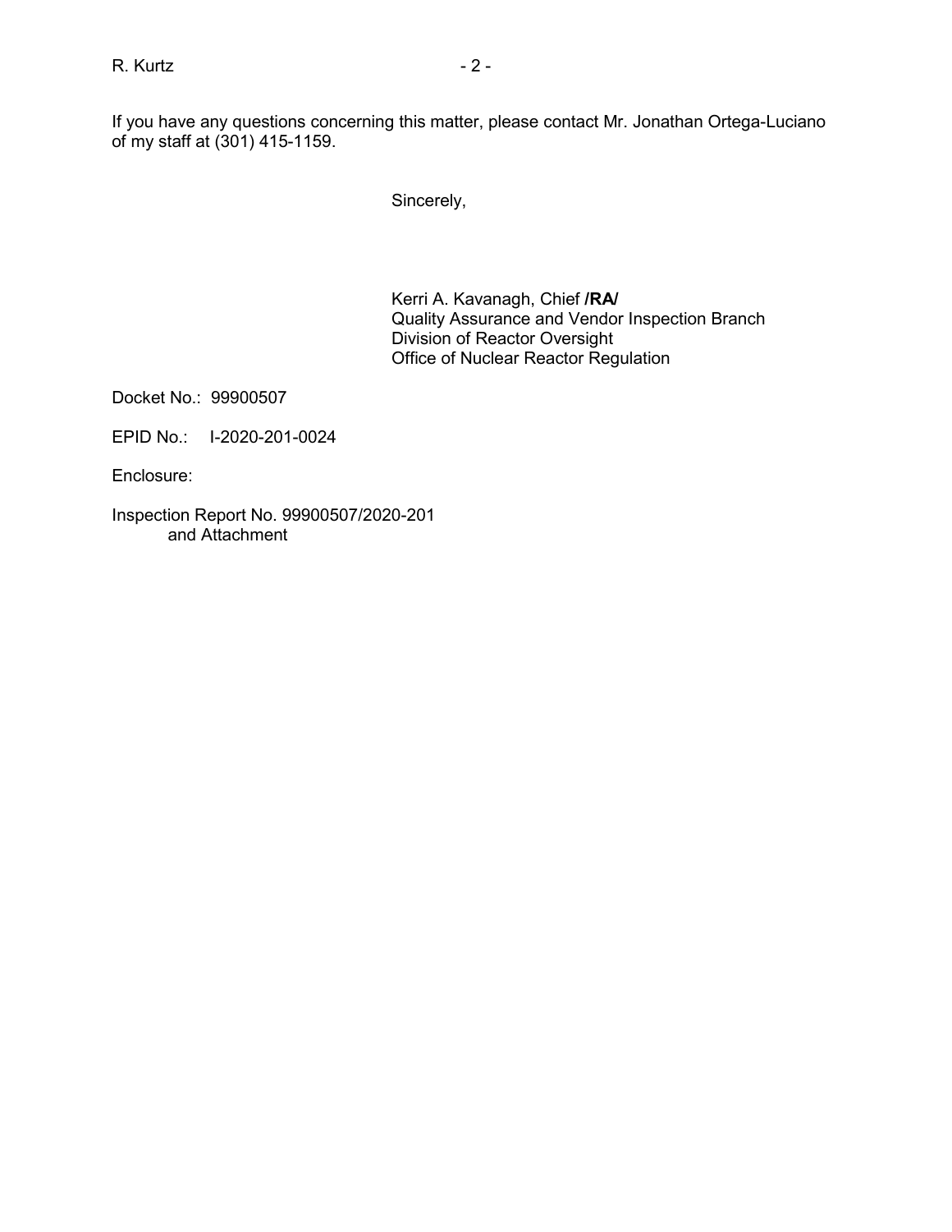If you have any questions concerning this matter, please contact Mr. Jonathan Ortega-Luciano of my staff at (301) 415-1159.

Sincerely,

Kerri A. Kavanagh, Chief **/RA/**
Quality Assurance and Vendor Inspection Branch
Division of Reactor Oversight
Office of Nuclear Reactor Regulation

Docket No.: 99900507

EPID No.: I-2020-201-0024

Enclosure:

Inspection Report No. 99900507/2020-201
and Attachment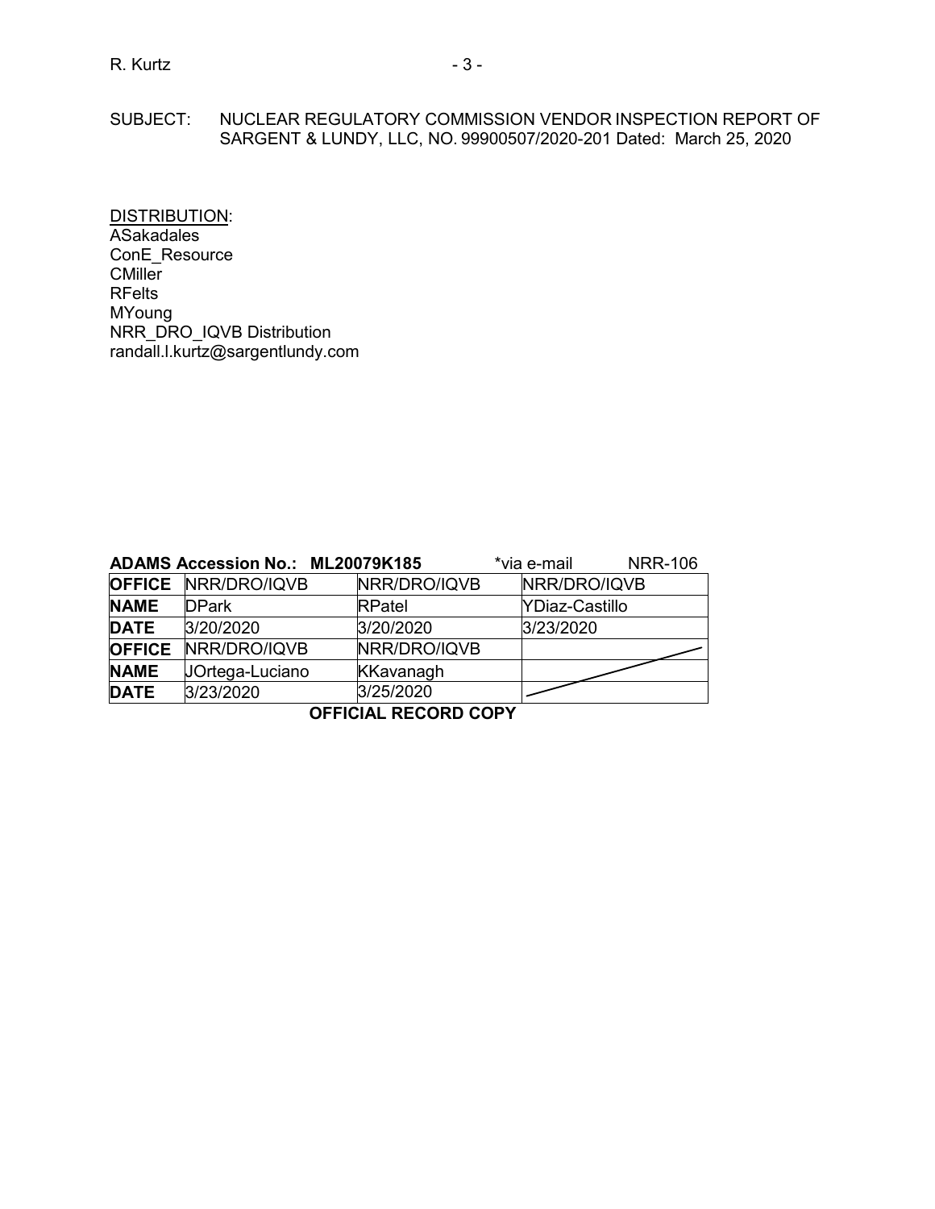SUBJECT: NUCLEAR REGULATORY COMMISSION VENDOR INSPECTION REPORT OF SARGENT & LUNDY, LLC, NO. 99900507/2020-201 Dated: March 25, 2020

DISTRIBUTION:
ASakadales
ConE_Resource
CMiller
RFelts
MYoung
NRR_DRO_IQVB Distribution
randall.l.kurtz@sargentlundy.com

**ADAMS Accession No.: ML20079K185** *via e-mail NRR-106

| **OFFICE** | NRR/DRO/IQVB | NRR/DRO/IQVB | NRR/DRO/IQVB |
|---|---|---|---|
| **NAME** | DPark | RPatel | YDiaz-Castillo |
| **DATE** | 3/20/2020 | 3/20/2020 | 3/23/2020 |
| **OFFICE** | NRR/DRO/IQVB | NRR/DRO/IQVB | |
| **NAME** | JOrtega-Luciano | KKavanagh | |
| **DATE** | 3/23/2020 | 3/25/2020 | |

**OFFICIAL RECORD COPY**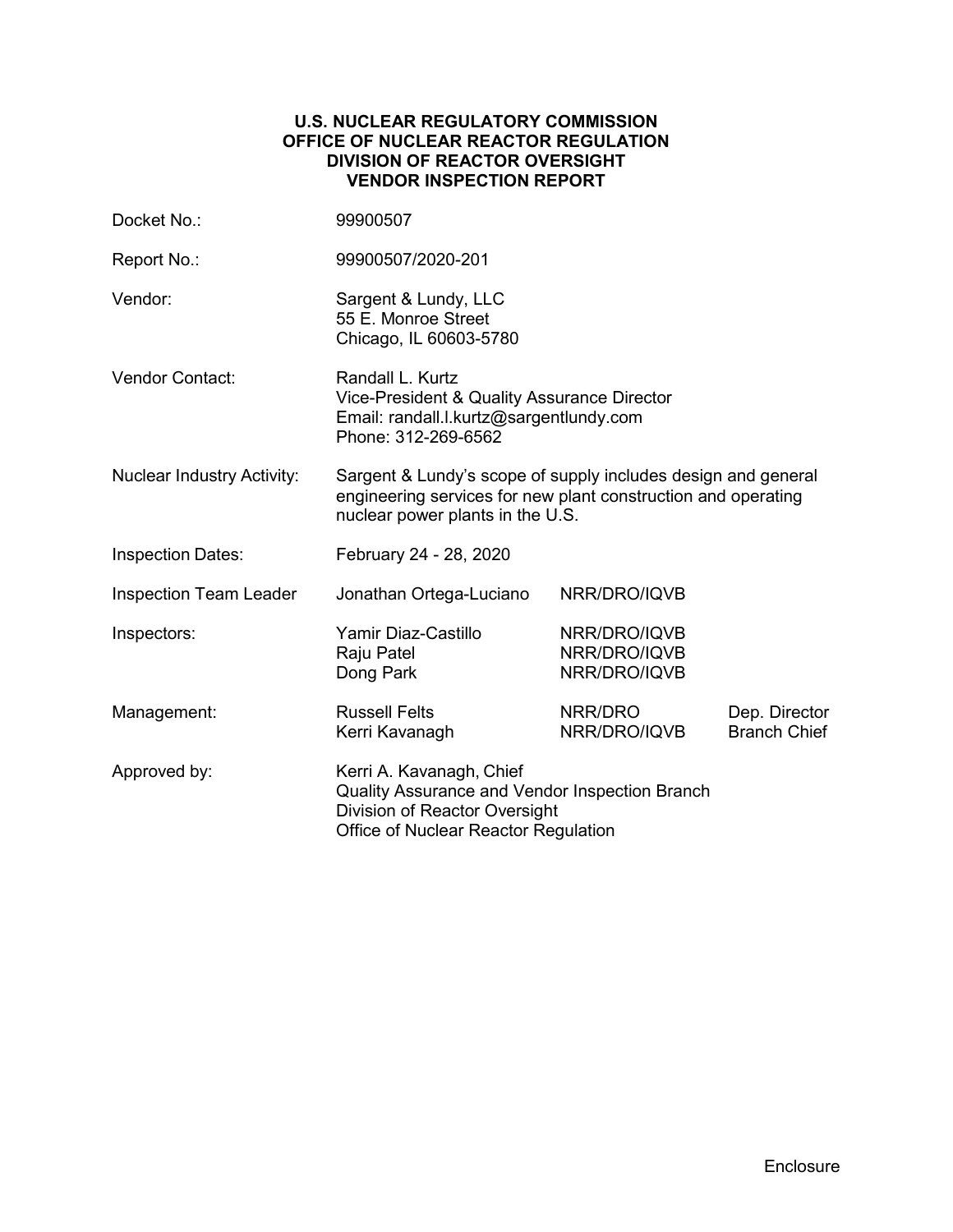**U.S. NUCLEAR REGULATORY COMMISSION**
**OFFICE OF NUCLEAR REACTOR REGULATION**
**DIVISION OF REACTOR OVERSIGHT**
**VENDOR INSPECTION REPORT**

| | | | |
|---|---|---|---|
| Docket No.: | 99900507 | | |
| Report No.: | 99900507/2020-201 | | |
| Vendor: | Sargent & Lundy, LLC<br>55 E. Monroe Street<br>Chicago, IL 60603-5780 | | |
| Vendor Contact: | Randall L. Kurtz<br>Vice-President & Quality Assurance Director<br>Email: randall.l.kurtz@sargentlundy.com<br>Phone: 312-269-6562 | | |
| Nuclear Industry Activity: | Sargent & Lundy's scope of supply includes design and general engineering services for new plant construction and operating nuclear power plants in the U.S. | | |
| Inspection Dates: | February 24 - 28, 2020 | | |
| Inspection Team Leader | Jonathan Ortega-Luciano | NRR/DRO/IQVB | |
| Inspectors: | Yamir Diaz-Castillo<br>Raju Patel<br>Dong Park | NRR/DRO/IQVB<br>NRR/DRO/IQVB<br>NRR/DRO/IQVB | |
| Management: | Russell Felts<br>Kerri Kavanagh | NRR/DRO<br>NRR/DRO/IQVB | Dep. Director<br>Branch Chief |
| Approved by: | Kerri A. Kavanagh, Chief<br>Quality Assurance and Vendor Inspection Branch<br>Division of Reactor Oversight<br>Office of Nuclear Reactor Regulation | | |

Enclosure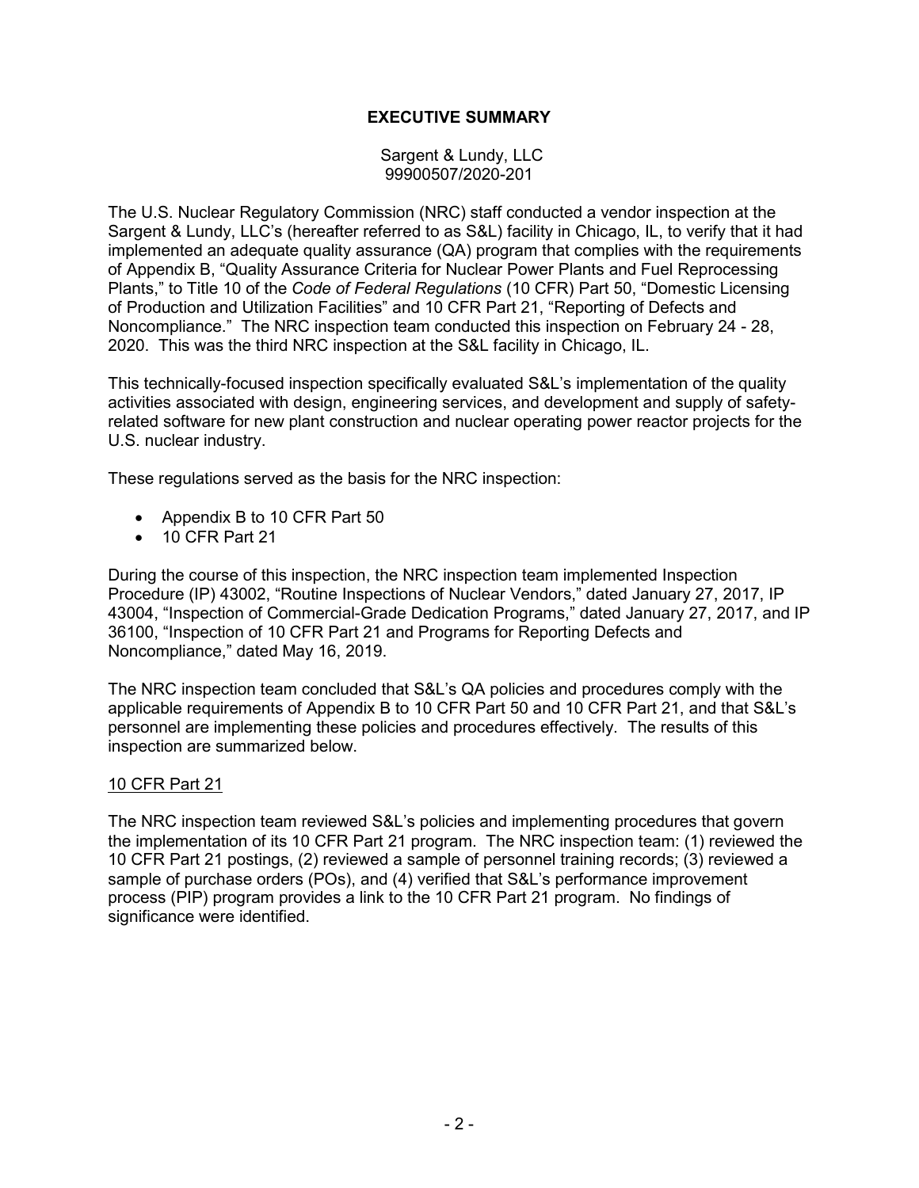## EXECUTIVE SUMMARY

Sargent & Lundy, LLC
99900507/2020-201

The U.S. Nuclear Regulatory Commission (NRC) staff conducted a vendor inspection at the Sargent & Lundy, LLC's (hereafter referred to as S&L) facility in Chicago, IL, to verify that it had implemented an adequate quality assurance (QA) program that complies with the requirements of Appendix B, "Quality Assurance Criteria for Nuclear Power Plants and Fuel Reprocessing Plants," to Title 10 of the *Code of Federal Regulations* (10 CFR) Part 50, "Domestic Licensing of Production and Utilization Facilities" and 10 CFR Part 21, "Reporting of Defects and Noncompliance." The NRC inspection team conducted this inspection on February 24 - 28, 2020. This was the third NRC inspection at the S&L facility in Chicago, IL.

This technically-focused inspection specifically evaluated S&L's implementation of the quality activities associated with design, engineering services, and development and supply of safety-related software for new plant construction and nuclear operating power reactor projects for the U.S. nuclear industry.

These regulations served as the basis for the NRC inspection:

- Appendix B to 10 CFR Part 50
- 10 CFR Part 21

During the course of this inspection, the NRC inspection team implemented Inspection Procedure (IP) 43002, "Routine Inspections of Nuclear Vendors," dated January 27, 2017, IP 43004, "Inspection of Commercial-Grade Dedication Programs," dated January 27, 2017, and IP 36100, "Inspection of 10 CFR Part 21 and Programs for Reporting Defects and Noncompliance," dated May 16, 2019.

The NRC inspection team concluded that S&L's QA policies and procedures comply with the applicable requirements of Appendix B to 10 CFR Part 50 and 10 CFR Part 21, and that S&L's personnel are implementing these policies and procedures effectively. The results of this inspection are summarized below.

### 10 CFR Part 21

The NRC inspection team reviewed S&L's policies and implementing procedures that govern the implementation of its 10 CFR Part 21 program. The NRC inspection team: (1) reviewed the 10 CFR Part 21 postings, (2) reviewed a sample of personnel training records; (3) reviewed a sample of purchase orders (POs), and (4) verified that S&L's performance improvement process (PIP) program provides a link to the 10 CFR Part 21 program. No findings of significance were identified.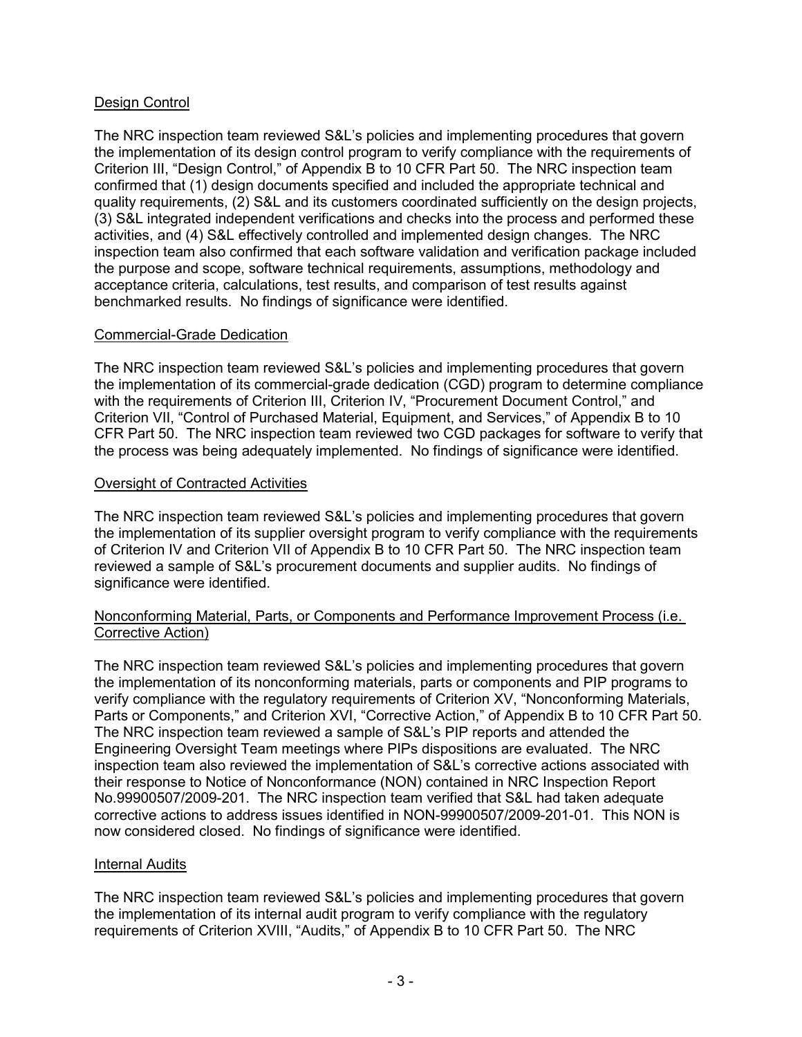Design Control

The NRC inspection team reviewed S&L's policies and implementing procedures that govern the implementation of its design control program to verify compliance with the requirements of Criterion III, "Design Control," of Appendix B to 10 CFR Part 50. The NRC inspection team confirmed that (1) design documents specified and included the appropriate technical and quality requirements, (2) S&L and its customers coordinated sufficiently on the design projects, (3) S&L integrated independent verifications and checks into the process and performed these activities, and (4) S&L effectively controlled and implemented design changes. The NRC inspection team also confirmed that each software validation and verification package included the purpose and scope, software technical requirements, assumptions, methodology and acceptance criteria, calculations, test results, and comparison of test results against benchmarked results. No findings of significance were identified.

Commercial-Grade Dedication

The NRC inspection team reviewed S&L's policies and implementing procedures that govern the implementation of its commercial-grade dedication (CGD) program to determine compliance with the requirements of Criterion III, Criterion IV, "Procurement Document Control," and Criterion VII, "Control of Purchased Material, Equipment, and Services," of Appendix B to 10 CFR Part 50. The NRC inspection team reviewed two CGD packages for software to verify that the process was being adequately implemented. No findings of significance were identified.

Oversight of Contracted Activities

The NRC inspection team reviewed S&L's policies and implementing procedures that govern the implementation of its supplier oversight program to verify compliance with the requirements of Criterion IV and Criterion VII of Appendix B to 10 CFR Part 50. The NRC inspection team reviewed a sample of S&L's procurement documents and supplier audits. No findings of significance were identified.

Nonconforming Material, Parts, or Components and Performance Improvement Process (i.e. Corrective Action)

The NRC inspection team reviewed S&L's policies and implementing procedures that govern the implementation of its nonconforming materials, parts or components and PIP programs to verify compliance with the regulatory requirements of Criterion XV, "Nonconforming Materials, Parts or Components," and Criterion XVI, "Corrective Action," of Appendix B to 10 CFR Part 50. The NRC inspection team reviewed a sample of S&L's PIP reports and attended the Engineering Oversight Team meetings where PIPs dispositions are evaluated. The NRC inspection team also reviewed the implementation of S&L's corrective actions associated with their response to Notice of Nonconformance (NON) contained in NRC Inspection Report No.99900507/2009-201. The NRC inspection team verified that S&L had taken adequate corrective actions to address issues identified in NON-99900507/2009-201-01. This NON is now considered closed. No findings of significance were identified.

Internal Audits

The NRC inspection team reviewed S&L's policies and implementing procedures that govern the implementation of its internal audit program to verify compliance with the regulatory requirements of Criterion XVIII, "Audits," of Appendix B to 10 CFR Part 50. The NRC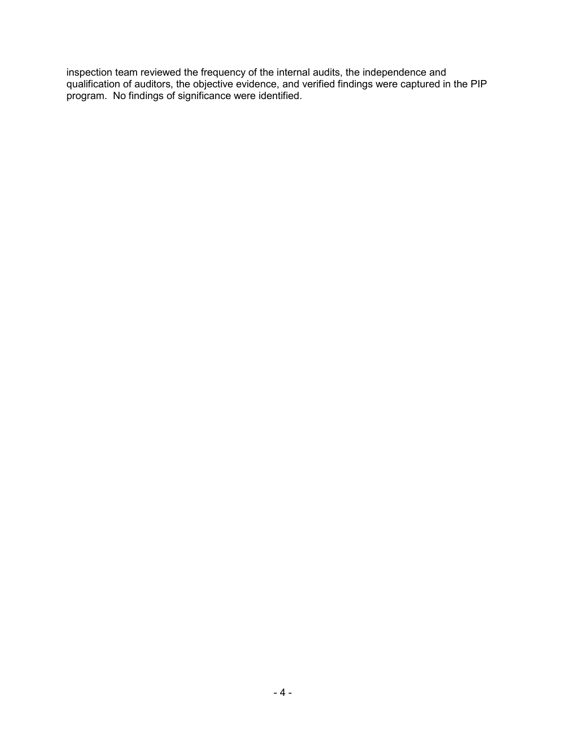inspection team reviewed the frequency of the internal audits, the independence and qualification of auditors, the objective evidence, and verified findings were captured in the PIP program. No findings of significance were identified.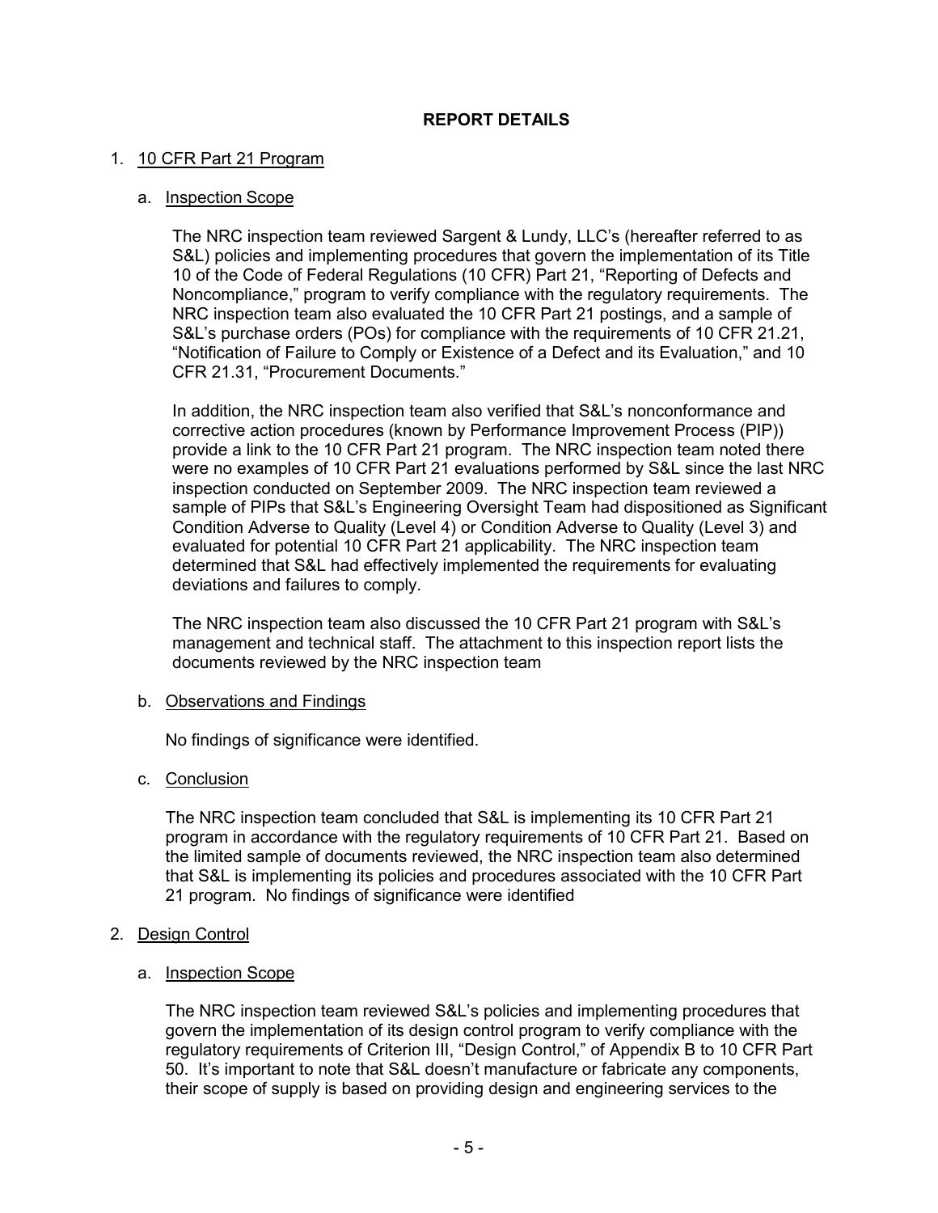## REPORT DETAILS

1. 10 CFR Part 21 Program

   a. Inspection Scope

   The NRC inspection team reviewed Sargent & Lundy, LLC's (hereafter referred to as S&L) policies and implementing procedures that govern the implementation of its Title 10 of the Code of Federal Regulations (10 CFR) Part 21, "Reporting of Defects and Noncompliance," program to verify compliance with the regulatory requirements. The NRC inspection team also evaluated the 10 CFR Part 21 postings, and a sample of S&L's purchase orders (POs) for compliance with the requirements of 10 CFR 21.21, "Notification of Failure to Comply or Existence of a Defect and its Evaluation," and 10 CFR 21.31, "Procurement Documents."

   In addition, the NRC inspection team also verified that S&L's nonconformance and corrective action procedures (known by Performance Improvement Process (PIP)) provide a link to the 10 CFR Part 21 program. The NRC inspection team noted there were no examples of 10 CFR Part 21 evaluations performed by S&L since the last NRC inspection conducted on September 2009. The NRC inspection team reviewed a sample of PIPs that S&L's Engineering Oversight Team had dispositioned as Significant Condition Adverse to Quality (Level 4) or Condition Adverse to Quality (Level 3) and evaluated for potential 10 CFR Part 21 applicability. The NRC inspection team determined that S&L had effectively implemented the requirements for evaluating deviations and failures to comply.

   The NRC inspection team also discussed the 10 CFR Part 21 program with S&L's management and technical staff. The attachment to this inspection report lists the documents reviewed by the NRC inspection team

   b. Observations and Findings

   No findings of significance were identified.

   c. Conclusion

   The NRC inspection team concluded that S&L is implementing its 10 CFR Part 21 program in accordance with the regulatory requirements of 10 CFR Part 21. Based on the limited sample of documents reviewed, the NRC inspection team also determined that S&L is implementing its policies and procedures associated with the 10 CFR Part 21 program. No findings of significance were identified

2. Design Control

   a. Inspection Scope

   The NRC inspection team reviewed S&L's policies and implementing procedures that govern the implementation of its design control program to verify compliance with the regulatory requirements of Criterion III, "Design Control," of Appendix B to 10 CFR Part 50. It's important to note that S&L doesn't manufacture or fabricate any components, their scope of supply is based on providing design and engineering services to the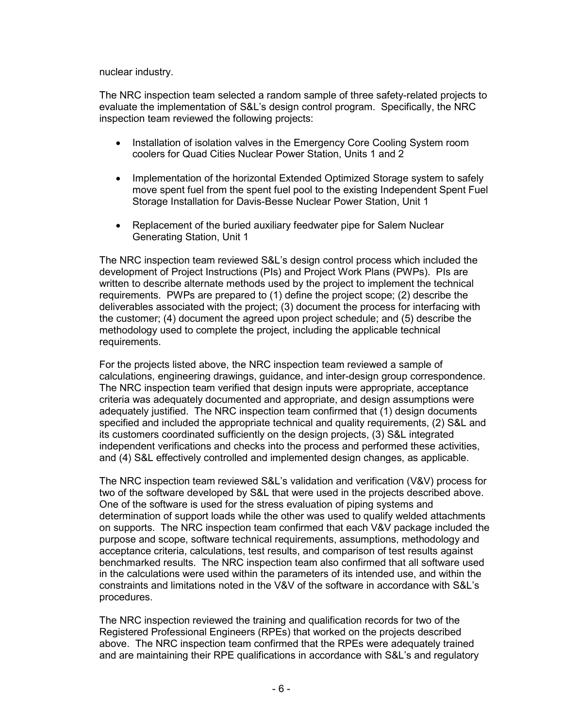nuclear industry.

The NRC inspection team selected a random sample of three safety-related projects to evaluate the implementation of S&L's design control program. Specifically, the NRC inspection team reviewed the following projects:

- Installation of isolation valves in the Emergency Core Cooling System room coolers for Quad Cities Nuclear Power Station, Units 1 and 2
- Implementation of the horizontal Extended Optimized Storage system to safely move spent fuel from the spent fuel pool to the existing Independent Spent Fuel Storage Installation for Davis-Besse Nuclear Power Station, Unit 1
- Replacement of the buried auxiliary feedwater pipe for Salem Nuclear Generating Station, Unit 1

The NRC inspection team reviewed S&L's design control process which included the development of Project Instructions (PIs) and Project Work Plans (PWPs). PIs are written to describe alternate methods used by the project to implement the technical requirements. PWPs are prepared to (1) define the project scope; (2) describe the deliverables associated with the project; (3) document the process for interfacing with the customer; (4) document the agreed upon project schedule; and (5) describe the methodology used to complete the project, including the applicable technical requirements.

For the projects listed above, the NRC inspection team reviewed a sample of calculations, engineering drawings, guidance, and inter-design group correspondence. The NRC inspection team verified that design inputs were appropriate, acceptance criteria was adequately documented and appropriate, and design assumptions were adequately justified. The NRC inspection team confirmed that (1) design documents specified and included the appropriate technical and quality requirements, (2) S&L and its customers coordinated sufficiently on the design projects, (3) S&L integrated independent verifications and checks into the process and performed these activities, and (4) S&L effectively controlled and implemented design changes, as applicable.

The NRC inspection team reviewed S&L's validation and verification (V&V) process for two of the software developed by S&L that were used in the projects described above. One of the software is used for the stress evaluation of piping systems and determination of support loads while the other was used to qualify welded attachments on supports. The NRC inspection team confirmed that each V&V package included the purpose and scope, software technical requirements, assumptions, methodology and acceptance criteria, calculations, test results, and comparison of test results against benchmarked results. The NRC inspection team also confirmed that all software used in the calculations were used within the parameters of its intended use, and within the constraints and limitations noted in the V&V of the software in accordance with S&L's procedures.

The NRC inspection reviewed the training and qualification records for two of the Registered Professional Engineers (RPEs) that worked on the projects described above. The NRC inspection team confirmed that the RPEs were adequately trained and are maintaining their RPE qualifications in accordance with S&L's and regulatory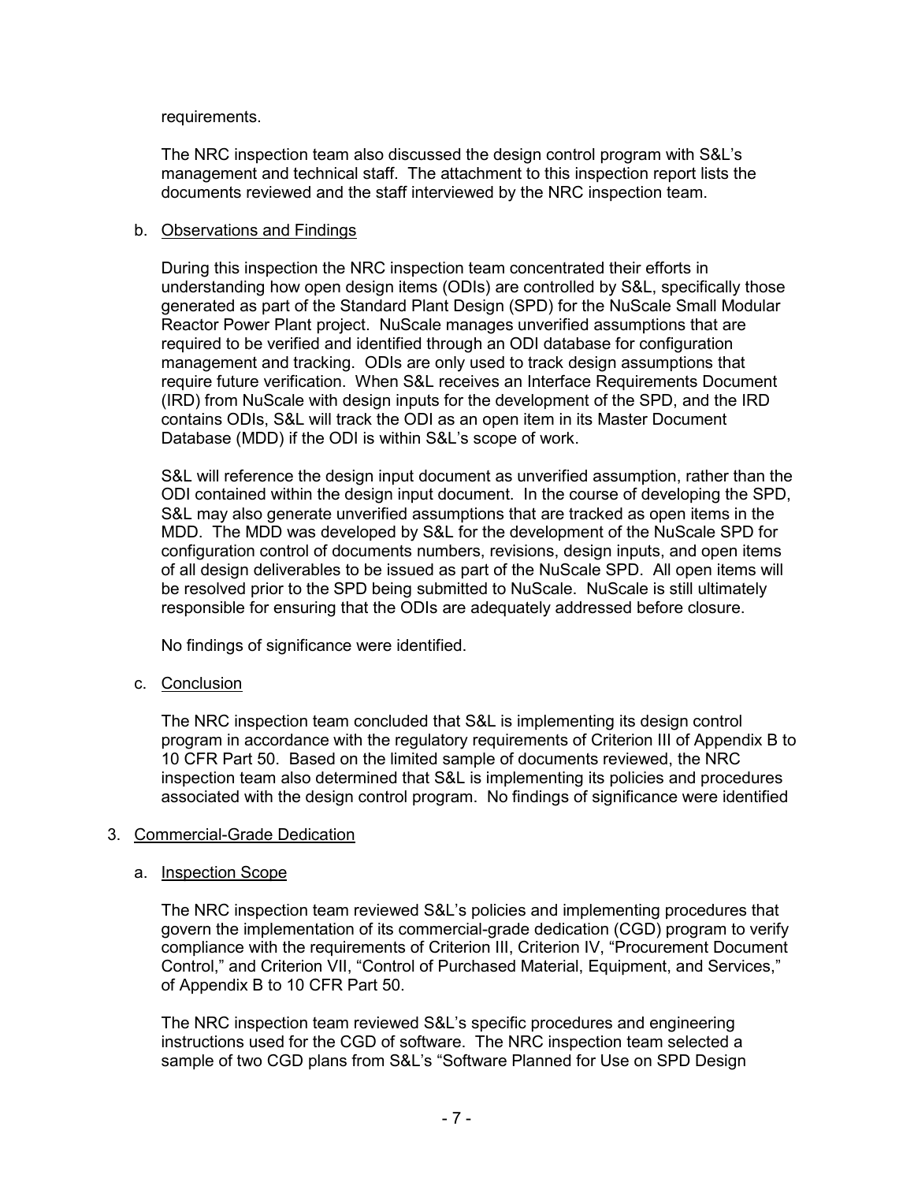requirements.

The NRC inspection team also discussed the design control program with S&L's management and technical staff. The attachment to this inspection report lists the documents reviewed and the staff interviewed by the NRC inspection team.

b. Observations and Findings

During this inspection the NRC inspection team concentrated their efforts in understanding how open design items (ODIs) are controlled by S&L, specifically those generated as part of the Standard Plant Design (SPD) for the NuScale Small Modular Reactor Power Plant project. NuScale manages unverified assumptions that are required to be verified and identified through an ODI database for configuration management and tracking. ODIs are only used to track design assumptions that require future verification. When S&L receives an Interface Requirements Document (IRD) from NuScale with design inputs for the development of the SPD, and the IRD contains ODIs, S&L will track the ODI as an open item in its Master Document Database (MDD) if the ODI is within S&L's scope of work.

S&L will reference the design input document as unverified assumption, rather than the ODI contained within the design input document. In the course of developing the SPD, S&L may also generate unverified assumptions that are tracked as open items in the MDD. The MDD was developed by S&L for the development of the NuScale SPD for configuration control of documents numbers, revisions, design inputs, and open items of all design deliverables to be issued as part of the NuScale SPD. All open items will be resolved prior to the SPD being submitted to NuScale. NuScale is still ultimately responsible for ensuring that the ODIs are adequately addressed before closure.

No findings of significance were identified.

c. Conclusion

The NRC inspection team concluded that S&L is implementing its design control program in accordance with the regulatory requirements of Criterion III of Appendix B to 10 CFR Part 50. Based on the limited sample of documents reviewed, the NRC inspection team also determined that S&L is implementing its policies and procedures associated with the design control program. No findings of significance were identified

3. Commercial-Grade Dedication

a. Inspection Scope

The NRC inspection team reviewed S&L's policies and implementing procedures that govern the implementation of its commercial-grade dedication (CGD) program to verify compliance with the requirements of Criterion III, Criterion IV, "Procurement Document Control," and Criterion VII, "Control of Purchased Material, Equipment, and Services," of Appendix B to 10 CFR Part 50.

The NRC inspection team reviewed S&L's specific procedures and engineering instructions used for the CGD of software. The NRC inspection team selected a sample of two CGD plans from S&L's "Software Planned for Use on SPD Design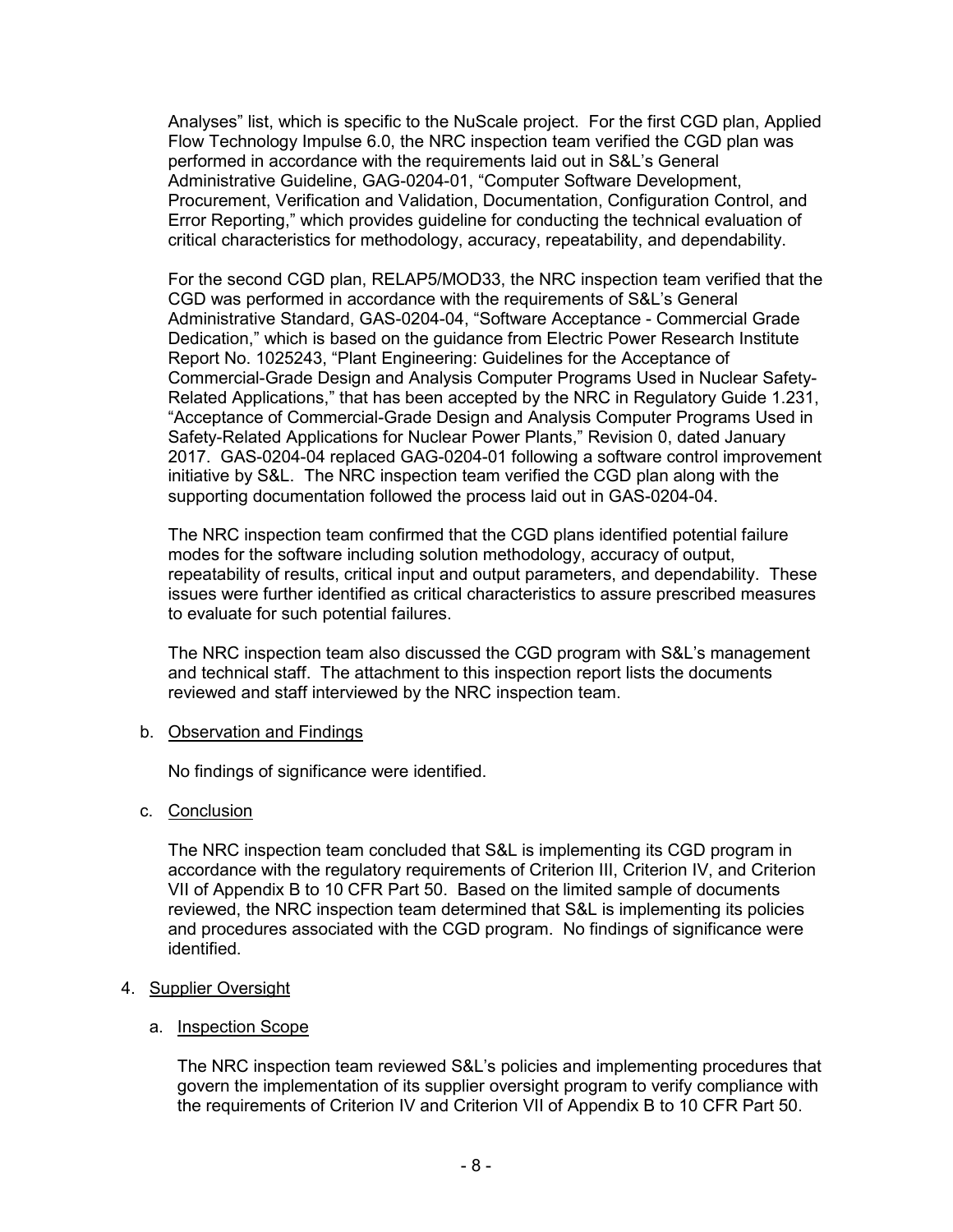Analyses" list, which is specific to the NuScale project. For the first CGD plan, Applied Flow Technology Impulse 6.0, the NRC inspection team verified the CGD plan was performed in accordance with the requirements laid out in S&L's General Administrative Guideline, GAG-0204-01, "Computer Software Development, Procurement, Verification and Validation, Documentation, Configuration Control, and Error Reporting," which provides guideline for conducting the technical evaluation of critical characteristics for methodology, accuracy, repeatability, and dependability.

For the second CGD plan, RELAP5/MOD33, the NRC inspection team verified that the CGD was performed in accordance with the requirements of S&L's General Administrative Standard, GAS-0204-04, "Software Acceptance - Commercial Grade Dedication," which is based on the guidance from Electric Power Research Institute Report No. 1025243, "Plant Engineering: Guidelines for the Acceptance of Commercial-Grade Design and Analysis Computer Programs Used in Nuclear Safety-Related Applications," that has been accepted by the NRC in Regulatory Guide 1.231, "Acceptance of Commercial-Grade Design and Analysis Computer Programs Used in Safety-Related Applications for Nuclear Power Plants," Revision 0, dated January 2017. GAS-0204-04 replaced GAG-0204-01 following a software control improvement initiative by S&L. The NRC inspection team verified the CGD plan along with the supporting documentation followed the process laid out in GAS-0204-04.

The NRC inspection team confirmed that the CGD plans identified potential failure modes for the software including solution methodology, accuracy of output, repeatability of results, critical input and output parameters, and dependability. These issues were further identified as critical characteristics to assure prescribed measures to evaluate for such potential failures.

The NRC inspection team also discussed the CGD program with S&L's management and technical staff. The attachment to this inspection report lists the documents reviewed and staff interviewed by the NRC inspection team.

b. Observation and Findings

No findings of significance were identified.

c. Conclusion

The NRC inspection team concluded that S&L is implementing its CGD program in accordance with the regulatory requirements of Criterion III, Criterion IV, and Criterion VII of Appendix B to 10 CFR Part 50. Based on the limited sample of documents reviewed, the NRC inspection team determined that S&L is implementing its policies and procedures associated with the CGD program. No findings of significance were identified.

4. Supplier Oversight

a. Inspection Scope

The NRC inspection team reviewed S&L's policies and implementing procedures that govern the implementation of its supplier oversight program to verify compliance with the requirements of Criterion IV and Criterion VII of Appendix B to 10 CFR Part 50.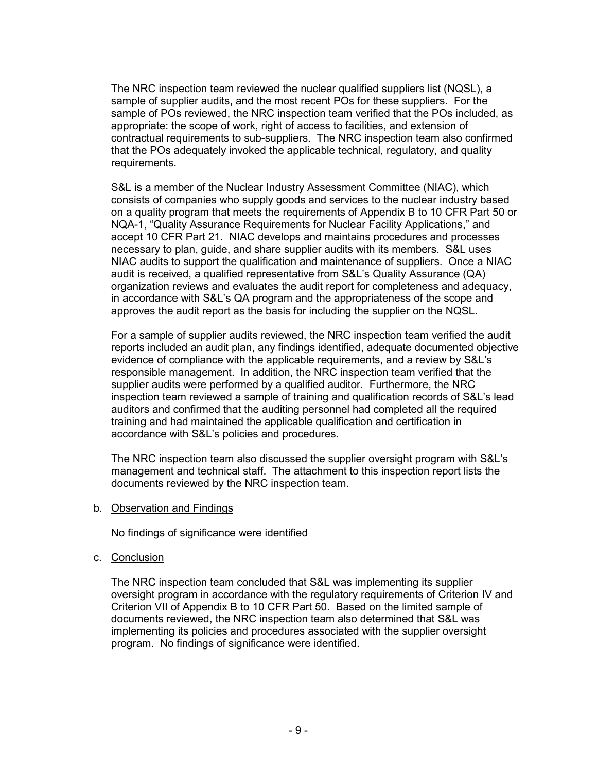The NRC inspection team reviewed the nuclear qualified suppliers list (NQSL), a sample of supplier audits, and the most recent POs for these suppliers. For the sample of POs reviewed, the NRC inspection team verified that the POs included, as appropriate: the scope of work, right of access to facilities, and extension of contractual requirements to sub-suppliers. The NRC inspection team also confirmed that the POs adequately invoked the applicable technical, regulatory, and quality requirements.

S&L is a member of the Nuclear Industry Assessment Committee (NIAC), which consists of companies who supply goods and services to the nuclear industry based on a quality program that meets the requirements of Appendix B to 10 CFR Part 50 or NQA-1, "Quality Assurance Requirements for Nuclear Facility Applications," and accept 10 CFR Part 21. NIAC develops and maintains procedures and processes necessary to plan, guide, and share supplier audits with its members. S&L uses NIAC audits to support the qualification and maintenance of suppliers. Once a NIAC audit is received, a qualified representative from S&L's Quality Assurance (QA) organization reviews and evaluates the audit report for completeness and adequacy, in accordance with S&L's QA program and the appropriateness of the scope and approves the audit report as the basis for including the supplier on the NQSL.

For a sample of supplier audits reviewed, the NRC inspection team verified the audit reports included an audit plan, any findings identified, adequate documented objective evidence of compliance with the applicable requirements, and a review by S&L's responsible management. In addition, the NRC inspection team verified that the supplier audits were performed by a qualified auditor. Furthermore, the NRC inspection team reviewed a sample of training and qualification records of S&L's lead auditors and confirmed that the auditing personnel had completed all the required training and had maintained the applicable qualification and certification in accordance with S&L's policies and procedures.

The NRC inspection team also discussed the supplier oversight program with S&L's management and technical staff. The attachment to this inspection report lists the documents reviewed by the NRC inspection team.

b. Observation and Findings

No findings of significance were identified

c. Conclusion

The NRC inspection team concluded that S&L was implementing its supplier oversight program in accordance with the regulatory requirements of Criterion IV and Criterion VII of Appendix B to 10 CFR Part 50. Based on the limited sample of documents reviewed, the NRC inspection team also determined that S&L was implementing its policies and procedures associated with the supplier oversight program. No findings of significance were identified.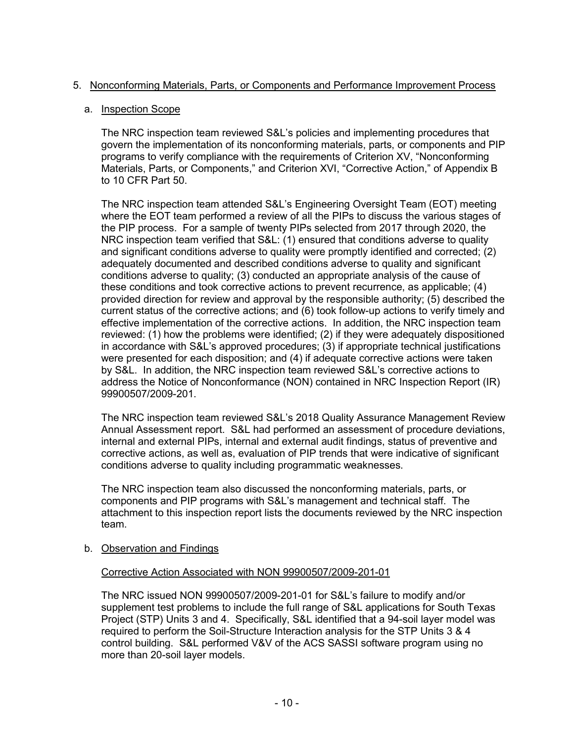5. Nonconforming Materials, Parts, or Components and Performance Improvement Process

   a. Inspection Scope

   The NRC inspection team reviewed S&L's policies and implementing procedures that govern the implementation of its nonconforming materials, parts, or components and PIP programs to verify compliance with the requirements of Criterion XV, "Nonconforming Materials, Parts, or Components," and Criterion XVI, "Corrective Action," of Appendix B to 10 CFR Part 50.

   The NRC inspection team attended S&L's Engineering Oversight Team (EOT) meeting where the EOT team performed a review of all the PIPs to discuss the various stages of the PIP process. For a sample of twenty PIPs selected from 2017 through 2020, the NRC inspection team verified that S&L: (1) ensured that conditions adverse to quality and significant conditions adverse to quality were promptly identified and corrected; (2) adequately documented and described conditions adverse to quality and significant conditions adverse to quality; (3) conducted an appropriate analysis of the cause of these conditions and took corrective actions to prevent recurrence, as applicable; (4) provided direction for review and approval by the responsible authority; (5) described the current status of the corrective actions; and (6) took follow-up actions to verify timely and effective implementation of the corrective actions. In addition, the NRC inspection team reviewed: (1) how the problems were identified; (2) if they were adequately dispositioned in accordance with S&L's approved procedures; (3) if appropriate technical justifications were presented for each disposition; and (4) if adequate corrective actions were taken by S&L. In addition, the NRC inspection team reviewed S&L's corrective actions to address the Notice of Nonconformance (NON) contained in NRC Inspection Report (IR) 99900507/2009-201.

   The NRC inspection team reviewed S&L's 2018 Quality Assurance Management Review Annual Assessment report. S&L had performed an assessment of procedure deviations, internal and external PIPs, internal and external audit findings, status of preventive and corrective actions, as well as, evaluation of PIP trends that were indicative of significant conditions adverse to quality including programmatic weaknesses.

   The NRC inspection team also discussed the nonconforming materials, parts, or components and PIP programs with S&L's management and technical staff. The attachment to this inspection report lists the documents reviewed by the NRC inspection team.

   b. Observation and Findings

   Corrective Action Associated with NON 99900507/2009-201-01

   The NRC issued NON 99900507/2009-201-01 for S&L's failure to modify and/or supplement test problems to include the full range of S&L applications for South Texas Project (STP) Units 3 and 4. Specifically, S&L identified that a 94-soil layer model was required to perform the Soil-Structure Interaction analysis for the STP Units 3 & 4 control building. S&L performed V&V of the ACS SASSI software program using no more than 20-soil layer models.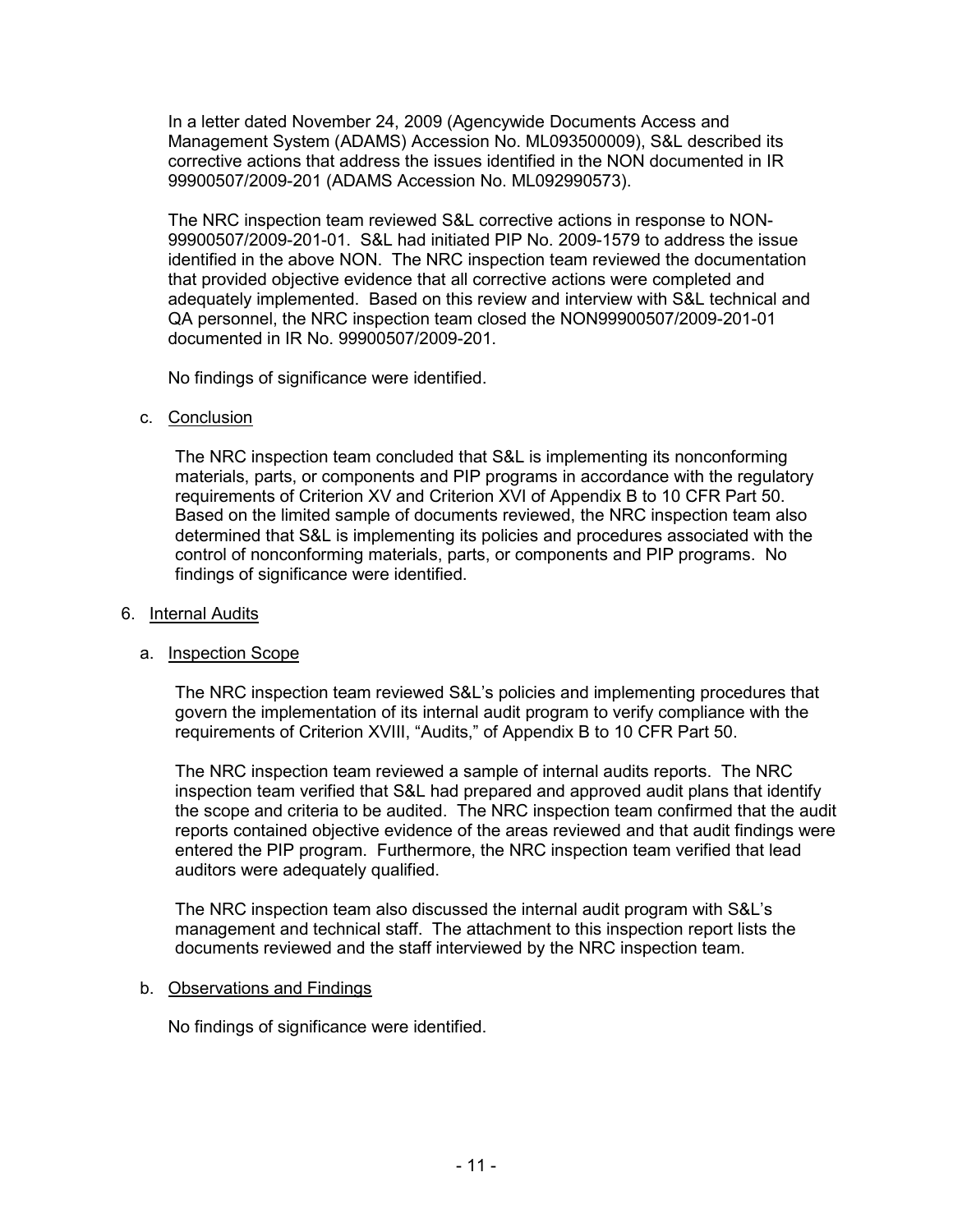In a letter dated November 24, 2009 (Agencywide Documents Access and Management System (ADAMS) Accession No. ML093500009), S&L described its corrective actions that address the issues identified in the NON documented in IR 99900507/2009-201 (ADAMS Accession No. ML092990573).

The NRC inspection team reviewed S&L corrective actions in response to NON-99900507/2009-201-01. S&L had initiated PIP No. 2009-1579 to address the issue identified in the above NON. The NRC inspection team reviewed the documentation that provided objective evidence that all corrective actions were completed and adequately implemented. Based on this review and interview with S&L technical and QA personnel, the NRC inspection team closed the NON99900507/2009-201-01 documented in IR No. 99900507/2009-201.

No findings of significance were identified.

c. Conclusion

The NRC inspection team concluded that S&L is implementing its nonconforming materials, parts, or components and PIP programs in accordance with the regulatory requirements of Criterion XV and Criterion XVI of Appendix B to 10 CFR Part 50. Based on the limited sample of documents reviewed, the NRC inspection team also determined that S&L is implementing its policies and procedures associated with the control of nonconforming materials, parts, or components and PIP programs. No findings of significance were identified.

6. Internal Audits

a. Inspection Scope

The NRC inspection team reviewed S&L's policies and implementing procedures that govern the implementation of its internal audit program to verify compliance with the requirements of Criterion XVIII, "Audits," of Appendix B to 10 CFR Part 50.

The NRC inspection team reviewed a sample of internal audits reports. The NRC inspection team verified that S&L had prepared and approved audit plans that identify the scope and criteria to be audited. The NRC inspection team confirmed that the audit reports contained objective evidence of the areas reviewed and that audit findings were entered the PIP program. Furthermore, the NRC inspection team verified that lead auditors were adequately qualified.

The NRC inspection team also discussed the internal audit program with S&L's management and technical staff. The attachment to this inspection report lists the documents reviewed and the staff interviewed by the NRC inspection team.

b. Observations and Findings

No findings of significance were identified.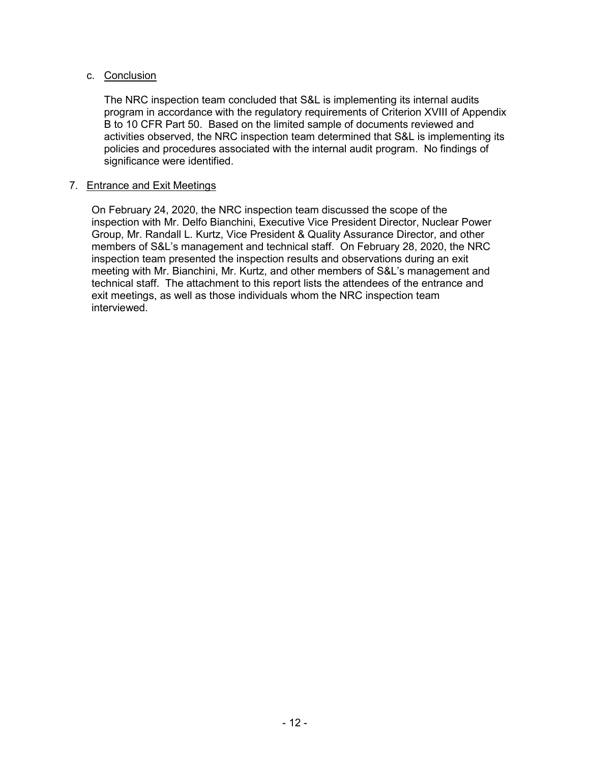c. Conclusion

The NRC inspection team concluded that S&L is implementing its internal audits program in accordance with the regulatory requirements of Criterion XVIII of Appendix B to 10 CFR Part 50. Based on the limited sample of documents reviewed and activities observed, the NRC inspection team determined that S&L is implementing its policies and procedures associated with the internal audit program. No findings of significance were identified.

7. Entrance and Exit Meetings

On February 24, 2020, the NRC inspection team discussed the scope of the inspection with Mr. Delfo Bianchini, Executive Vice President Director, Nuclear Power Group, Mr. Randall L. Kurtz, Vice President & Quality Assurance Director, and other members of S&L's management and technical staff. On February 28, 2020, the NRC inspection team presented the inspection results and observations during an exit meeting with Mr. Bianchini, Mr. Kurtz, and other members of S&L's management and technical staff. The attachment to this report lists the attendees of the entrance and exit meetings, as well as those individuals whom the NRC inspection team interviewed.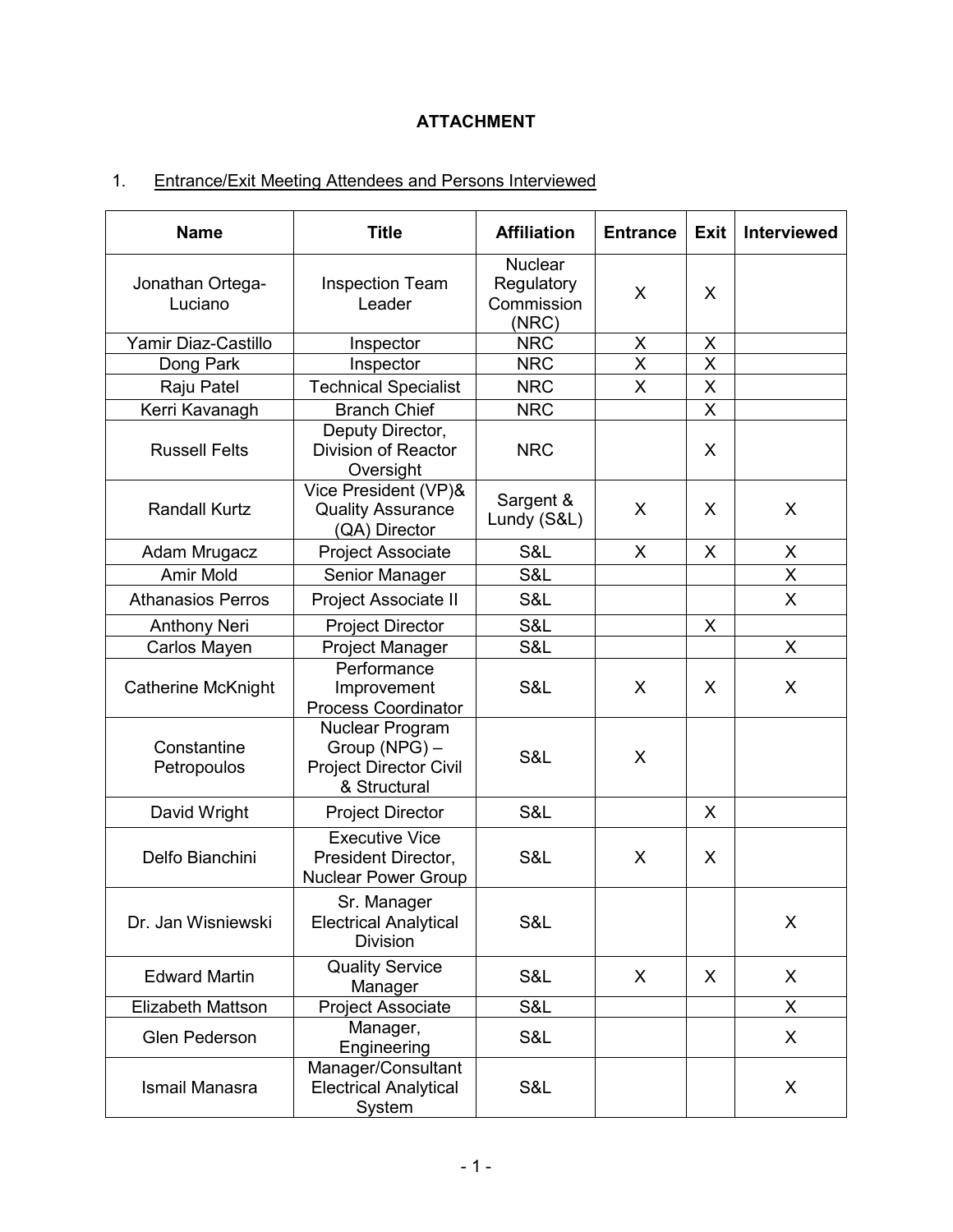**ATTACHMENT**

1. Entrance/Exit Meeting Attendees and Persons Interviewed

| Name | Title | Affiliation | Entrance | Exit | Interviewed |
|---|---|---|---|---|---|
| Jonathan Ortega-Luciano | Inspection Team Leader | Nuclear Regulatory Commission (NRC) | X | X | |
| Yamir Diaz-Castillo | Inspector | NRC | X | X | |
| Dong Park | Inspector | NRC | X | X | |
| Raju Patel | Technical Specialist | NRC | X | X | |
| Kerri Kavanagh | Branch Chief | NRC | | X | |
| Russell Felts | Deputy Director, Division of Reactor Oversight | NRC | | X | |
| Randall Kurtz | Vice President (VP)& Quality Assurance (QA) Director | Sargent & Lundy (S&L) | X | X | X |
| Adam Mrugacz | Project Associate | S&L | X | X | X |
| Amir Mold | Senior Manager | S&L | | | X |
| Athanasios Perros | Project Associate II | S&L | | | X |
| Anthony Neri | Project Director | S&L | | X | |
| Carlos Mayen | Project Manager | S&L | | | X |
| Catherine McKnight | Performance Improvement Process Coordinator | S&L | X | X | X |
| Constantine Petropoulos | Nuclear Program Group (NPG) – Project Director Civil & Structural | S&L | X | | |
| David Wright | Project Director | S&L | | X | |
| Delfo Bianchini | Executive Vice President Director, Nuclear Power Group | S&L | X | X | |
| Dr. Jan Wisniewski | Sr. Manager Electrical Analytical Division | S&L | | | X |
| Edward Martin | Quality Service Manager | S&L | X | X | X |
| Elizabeth Mattson | Project Associate | S&L | | | X |
| Glen Pederson | Manager, Engineering | S&L | | | X |
| Ismail Manasra | Manager/Consultant Electrical Analytical System | S&L | | | X |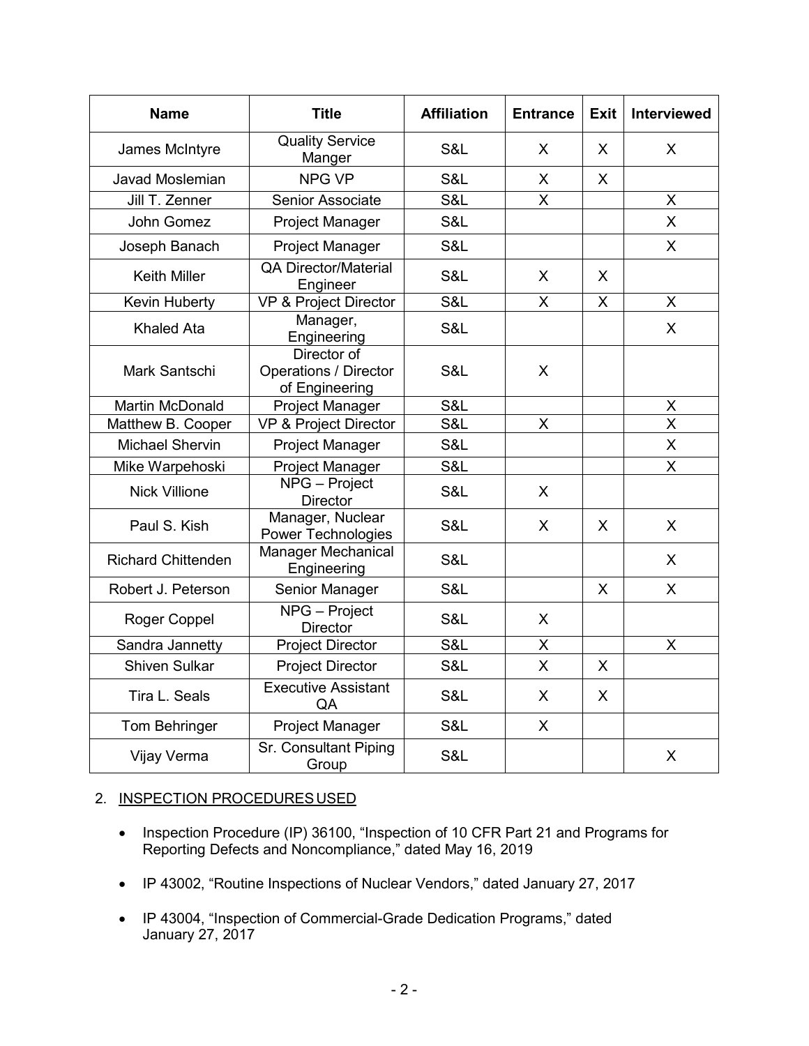| Name | Title | Affiliation | Entrance | Exit | Interviewed |
|---|---|---|---|---|---|
| James McIntyre | Quality Service Manger | S&L | X | X | X |
| Javad Moslemian | NPG VP | S&L | X | X | |
| Jill T. Zenner | Senior Associate | S&L | X | | X |
| John Gomez | Project Manager | S&L | | | X |
| Joseph Banach | Project Manager | S&L | | | X |
| Keith Miller | QA Director/Material Engineer | S&L | X | X | |
| Kevin Huberty | VP & Project Director | S&L | X | X | X |
| Khaled Ata | Manager, Engineering | S&L | | | X |
| Mark Santschi | Director of Operations / Director of Engineering | S&L | X | | |
| Martin McDonald | Project Manager | S&L | | | X |
| Matthew B. Cooper | VP & Project Director | S&L | X | | X |
| Michael Shervin | Project Manager | S&L | | | X |
| Mike Warpehoski | Project Manager | S&L | | | X |
| Nick Villione | NPG – Project Director | S&L | X | | |
| Paul S. Kish | Manager, Nuclear Power Technologies | S&L | X | X | X |
| Richard Chittenden | Manager Mechanical Engineering | S&L | | | X |
| Robert J. Peterson | Senior Manager | S&L | | X | X |
| Roger Coppel | NPG – Project Director | S&L | X | | |
| Sandra Jannetty | Project Director | S&L | X | | X |
| Shiven Sulkar | Project Director | S&L | X | X | |
| Tira L. Seals | Executive Assistant QA | S&L | X | X | |
| Tom Behringer | Project Manager | S&L | X | | |
| Vijay Verma | Sr. Consultant Piping Group | S&L | | | X |

2. INSPECTION PROCEDURES USED

- Inspection Procedure (IP) 36100, "Inspection of 10 CFR Part 21 and Programs for Reporting Defects and Noncompliance," dated May 16, 2019
- IP 43002, "Routine Inspections of Nuclear Vendors," dated January 27, 2017
- IP 43004, "Inspection of Commercial-Grade Dedication Programs," dated January 27, 2017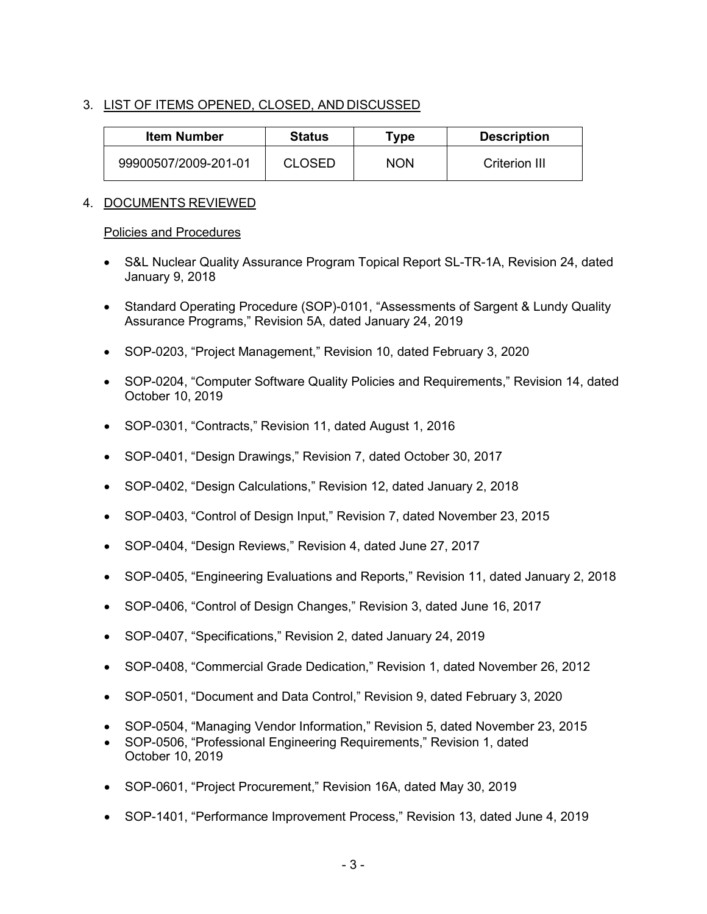3. LIST OF ITEMS OPENED, CLOSED, AND DISCUSSED

| Item Number | Status | Type | Description |
|---|---|---|---|
| 99900507/2009-201-01 | CLOSED | NON | Criterion III |

4. DOCUMENTS REVIEWED

Policies and Procedures

- S&L Nuclear Quality Assurance Program Topical Report SL-TR-1A, Revision 24, dated January 9, 2018
- Standard Operating Procedure (SOP)-0101, "Assessments of Sargent & Lundy Quality Assurance Programs," Revision 5A, dated January 24, 2019
- SOP-0203, "Project Management," Revision 10, dated February 3, 2020
- SOP-0204, "Computer Software Quality Policies and Requirements," Revision 14, dated October 10, 2019
- SOP-0301, "Contracts," Revision 11, dated August 1, 2016
- SOP-0401, "Design Drawings," Revision 7, dated October 30, 2017
- SOP-0402, "Design Calculations," Revision 12, dated January 2, 2018
- SOP-0403, "Control of Design Input," Revision 7, dated November 23, 2015
- SOP-0404, "Design Reviews," Revision 4, dated June 27, 2017
- SOP-0405, "Engineering Evaluations and Reports," Revision 11, dated January 2, 2018
- SOP-0406, "Control of Design Changes," Revision 3, dated June 16, 2017
- SOP-0407, "Specifications," Revision 2, dated January 24, 2019
- SOP-0408, "Commercial Grade Dedication," Revision 1, dated November 26, 2012
- SOP-0501, "Document and Data Control," Revision 9, dated February 3, 2020
- SOP-0504, "Managing Vendor Information," Revision 5, dated November 23, 2015
- SOP-0506, "Professional Engineering Requirements," Revision 1, dated October 10, 2019
- SOP-0601, "Project Procurement," Revision 16A, dated May 30, 2019
- SOP-1401, "Performance Improvement Process," Revision 13, dated June 4, 2019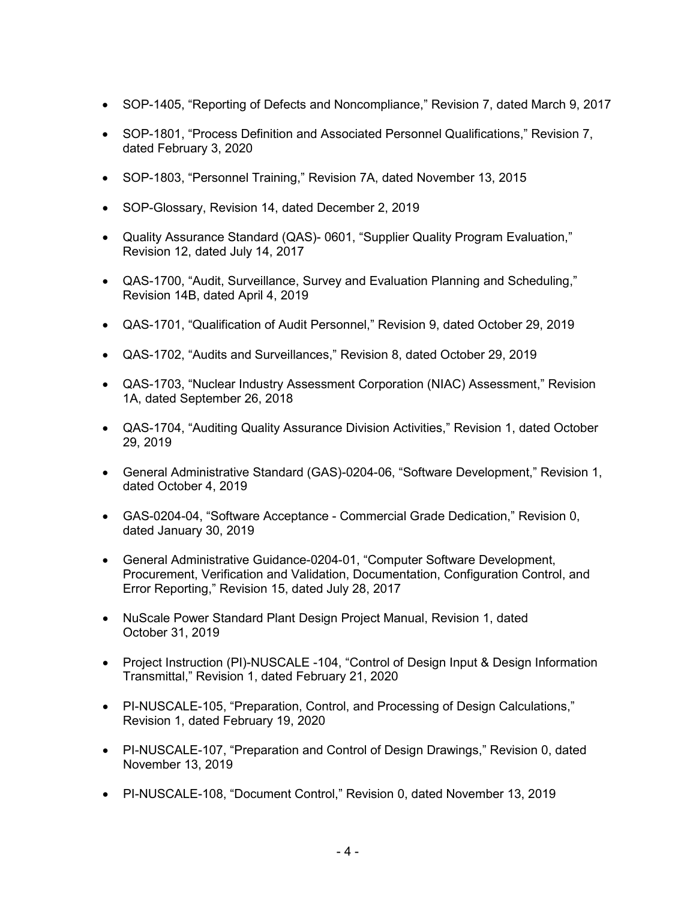- SOP-1405, "Reporting of Defects and Noncompliance," Revision 7, dated March 9, 2017

- SOP-1801, "Process Definition and Associated Personnel Qualifications," Revision 7, dated February 3, 2020

- SOP-1803, "Personnel Training," Revision 7A, dated November 13, 2015

- SOP-Glossary, Revision 14, dated December 2, 2019

- Quality Assurance Standard (QAS)- 0601, "Supplier Quality Program Evaluation," Revision 12, dated July 14, 2017

- QAS-1700, "Audit, Surveillance, Survey and Evaluation Planning and Scheduling," Revision 14B, dated April 4, 2019

- QAS-1701, "Qualification of Audit Personnel," Revision 9, dated October 29, 2019

- QAS-1702, "Audits and Surveillances," Revision 8, dated October 29, 2019

- QAS-1703, "Nuclear Industry Assessment Corporation (NIAC) Assessment," Revision 1A, dated September 26, 2018

- QAS-1704, "Auditing Quality Assurance Division Activities," Revision 1, dated October 29, 2019

- General Administrative Standard (GAS)-0204-06, "Software Development," Revision 1, dated October 4, 2019

- GAS-0204-04, "Software Acceptance - Commercial Grade Dedication," Revision 0, dated January 30, 2019

- General Administrative Guidance-0204-01, "Computer Software Development, Procurement, Verification and Validation, Documentation, Configuration Control, and Error Reporting," Revision 15, dated July 28, 2017

- NuScale Power Standard Plant Design Project Manual, Revision 1, dated October 31, 2019

- Project Instruction (PI)-NUSCALE -104, "Control of Design Input & Design Information Transmittal," Revision 1, dated February 21, 2020

- PI-NUSCALE-105, "Preparation, Control, and Processing of Design Calculations," Revision 1, dated February 19, 2020

- PI-NUSCALE-107, "Preparation and Control of Design Drawings," Revision 0, dated November 13, 2019

- PI-NUSCALE-108, "Document Control," Revision 0, dated November 13, 2019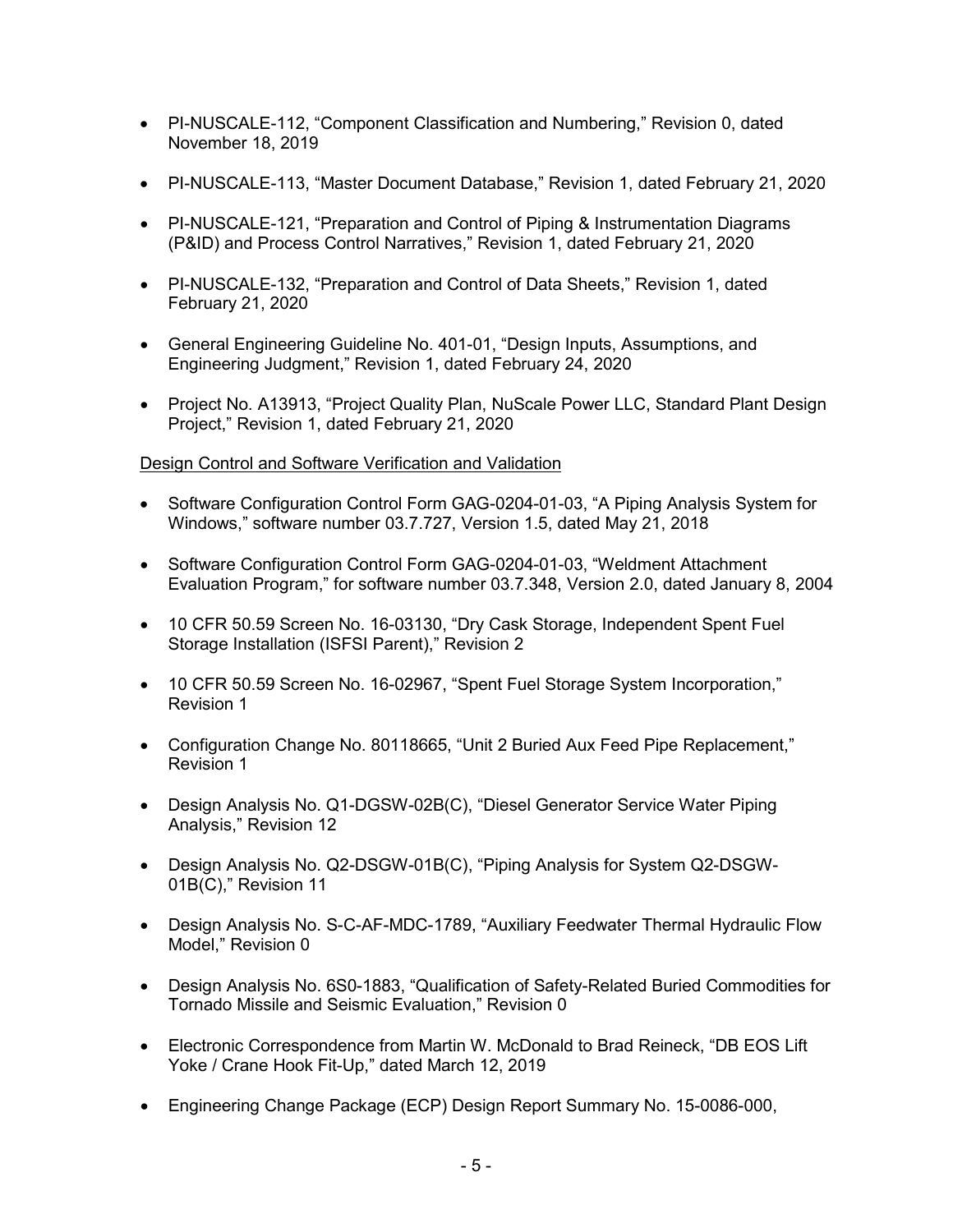- PI-NUSCALE-112, “Component Classification and Numbering,” Revision 0, dated November 18, 2019
- PI-NUSCALE-113, “Master Document Database,” Revision 1, dated February 21, 2020
- PI-NUSCALE-121, “Preparation and Control of Piping & Instrumentation Diagrams (P&ID) and Process Control Narratives,” Revision 1, dated February 21, 2020
- PI-NUSCALE-132, “Preparation and Control of Data Sheets,” Revision 1, dated February 21, 2020
- General Engineering Guideline No. 401-01, “Design Inputs, Assumptions, and Engineering Judgment,” Revision 1, dated February 24, 2020
- Project No. A13913, “Project Quality Plan, NuScale Power LLC, Standard Plant Design Project,” Revision 1, dated February 21, 2020

Design Control and Software Verification and Validation

- Software Configuration Control Form GAG-0204-01-03, “A Piping Analysis System for Windows,” software number 03.7.727, Version 1.5, dated May 21, 2018
- Software Configuration Control Form GAG-0204-01-03, “Weldment Attachment Evaluation Program,” for software number 03.7.348, Version 2.0, dated January 8, 2004
- 10 CFR 50.59 Screen No. 16-03130, “Dry Cask Storage, Independent Spent Fuel Storage Installation (ISFSI Parent),” Revision 2
- 10 CFR 50.59 Screen No. 16-02967, “Spent Fuel Storage System Incorporation,” Revision 1
- Configuration Change No. 80118665, “Unit 2 Buried Aux Feed Pipe Replacement,” Revision 1
- Design Analysis No. Q1-DGSW-02B(C), “Diesel Generator Service Water Piping Analysis,” Revision 12
- Design Analysis No. Q2-DSGW-01B(C), “Piping Analysis for System Q2-DSGW-01B(C),” Revision 11
- Design Analysis No. S-C-AF-MDC-1789, “Auxiliary Feedwater Thermal Hydraulic Flow Model,” Revision 0
- Design Analysis No. 6S0-1883, “Qualification of Safety-Related Buried Commodities for Tornado Missile and Seismic Evaluation,” Revision 0
- Electronic Correspondence from Martin W. McDonald to Brad Reineck, “DB EOS Lift Yoke / Crane Hook Fit-Up,” dated March 12, 2019
- Engineering Change Package (ECP) Design Report Summary No. 15-0086-000,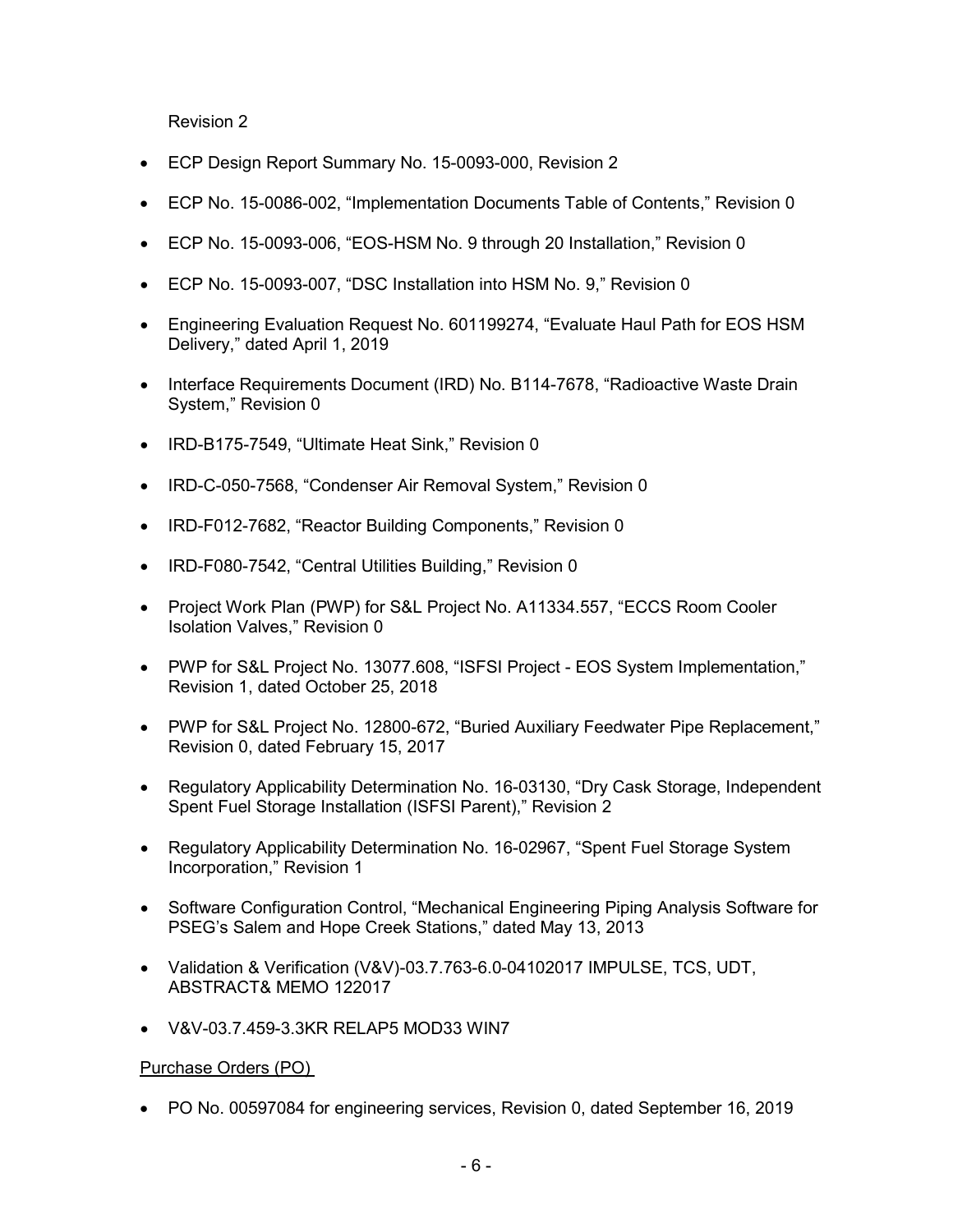Revision 2

- ECP Design Report Summary No. 15-0093-000, Revision 2
- ECP No. 15-0086-002, “Implementation Documents Table of Contents,” Revision 0
- ECP No. 15-0093-006, “EOS-HSM No. 9 through 20 Installation,” Revision 0
- ECP No. 15-0093-007, “DSC Installation into HSM No. 9,” Revision 0
- Engineering Evaluation Request No. 601199274, “Evaluate Haul Path for EOS HSM Delivery,” dated April 1, 2019
- Interface Requirements Document (IRD) No. B114-7678, “Radioactive Waste Drain System,” Revision 0
- IRD-B175-7549, “Ultimate Heat Sink,” Revision 0
- IRD-C-050-7568, “Condenser Air Removal System,” Revision 0
- IRD-F012-7682, “Reactor Building Components,” Revision 0
- IRD-F080-7542, “Central Utilities Building,” Revision 0
- Project Work Plan (PWP) for S&L Project No. A11334.557, “ECCS Room Cooler Isolation Valves,” Revision 0
- PWP for S&L Project No. 13077.608, “ISFSI Project - EOS System Implementation,” Revision 1, dated October 25, 2018
- PWP for S&L Project No. 12800-672, “Buried Auxiliary Feedwater Pipe Replacement,” Revision 0, dated February 15, 2017
- Regulatory Applicability Determination No. 16-03130, “Dry Cask Storage, Independent Spent Fuel Storage Installation (ISFSI Parent),” Revision 2
- Regulatory Applicability Determination No. 16-02967, “Spent Fuel Storage System Incorporation,” Revision 1
- Software Configuration Control, “Mechanical Engineering Piping Analysis Software for PSEG’s Salem and Hope Creek Stations,” dated May 13, 2013
- Validation & Verification (V&V)-03.7.763-6.0-04102017 IMPULSE, TCS, UDT, ABSTRACT& MEMO 122017
- V&V-03.7.459-3.3KR RELAP5 MOD33 WIN7

Purchase Orders (PO)

- PO No. 00597084 for engineering services, Revision 0, dated September 16, 2019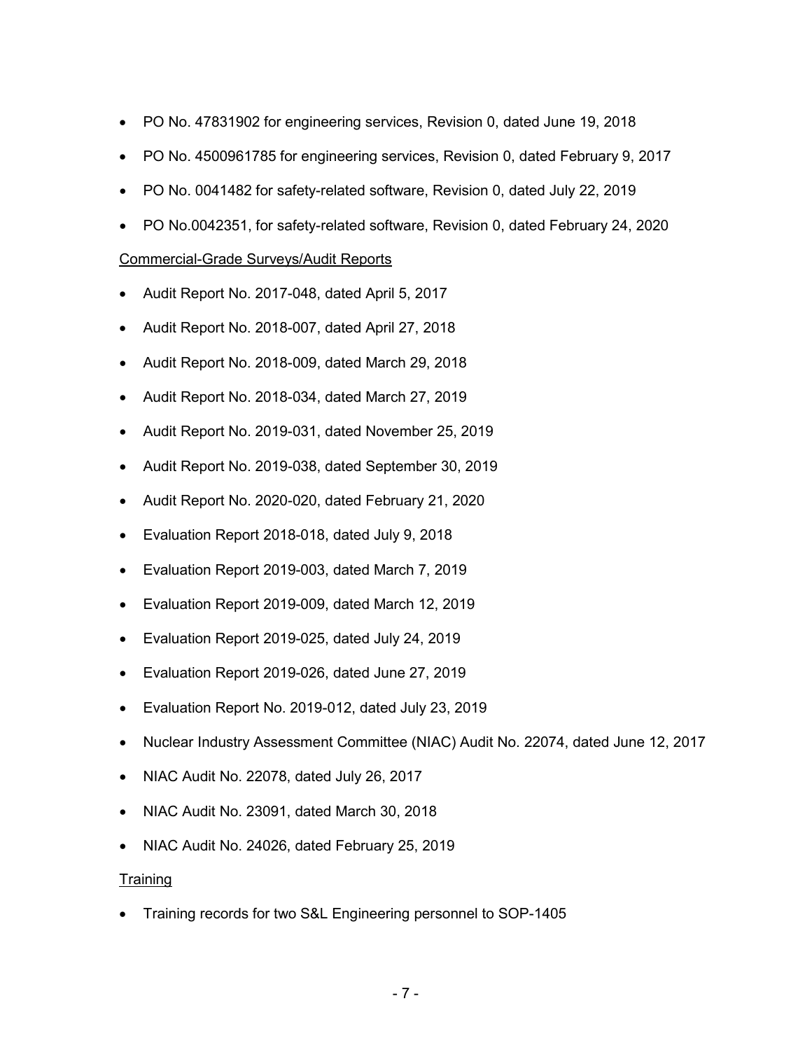- PO No. 47831902 for engineering services, Revision 0, dated June 19, 2018
- PO No. 4500961785 for engineering services, Revision 0, dated February 9, 2017
- PO No. 0041482 for safety-related software, Revision 0, dated July 22, 2019
- PO No.0042351, for safety-related software, Revision 0, dated February 24, 2020

Commercial-Grade Surveys/Audit Reports

- Audit Report No. 2017-048, dated April 5, 2017
- Audit Report No. 2018-007, dated April 27, 2018
- Audit Report No. 2018-009, dated March 29, 2018
- Audit Report No. 2018-034, dated March 27, 2019
- Audit Report No. 2019-031, dated November 25, 2019
- Audit Report No. 2019-038, dated September 30, 2019
- Audit Report No. 2020-020, dated February 21, 2020
- Evaluation Report 2018-018, dated July 9, 2018
- Evaluation Report 2019-003, dated March 7, 2019
- Evaluation Report 2019-009, dated March 12, 2019
- Evaluation Report 2019-025, dated July 24, 2019
- Evaluation Report 2019-026, dated June 27, 2019
- Evaluation Report No. 2019-012, dated July 23, 2019
- Nuclear Industry Assessment Committee (NIAC) Audit No. 22074, dated June 12, 2017
- NIAC Audit No. 22078, dated July 26, 2017
- NIAC Audit No. 23091, dated March 30, 2018
- NIAC Audit No. 24026, dated February 25, 2019

Training

- Training records for two S&L Engineering personnel to SOP-1405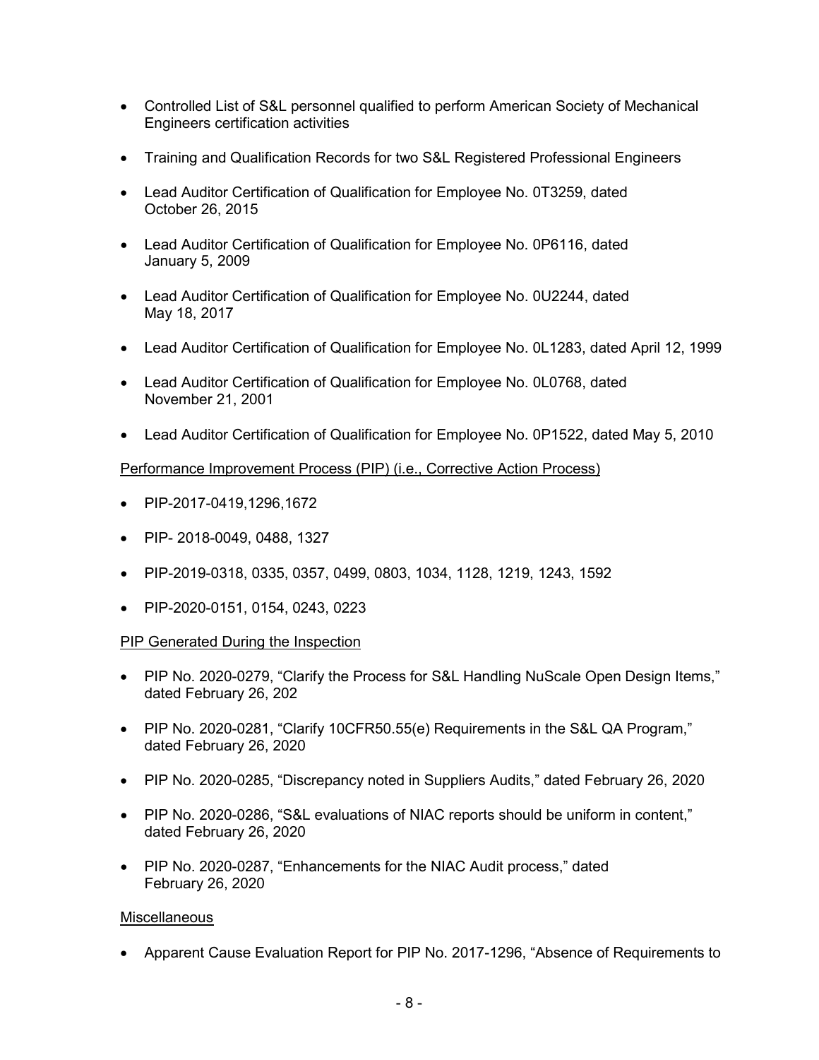- Controlled List of S&L personnel qualified to perform American Society of Mechanical Engineers certification activities
- Training and Qualification Records for two S&L Registered Professional Engineers
- Lead Auditor Certification of Qualification for Employee No. 0T3259, dated October 26, 2015
- Lead Auditor Certification of Qualification for Employee No. 0P6116, dated January 5, 2009
- Lead Auditor Certification of Qualification for Employee No. 0U2244, dated May 18, 2017
- Lead Auditor Certification of Qualification for Employee No. 0L1283, dated April 12, 1999
- Lead Auditor Certification of Qualification for Employee No. 0L0768, dated November 21, 2001
- Lead Auditor Certification of Qualification for Employee No. 0P1522, dated May 5, 2010

Performance Improvement Process (PIP) (i.e., Corrective Action Process)

- PIP-2017-0419,1296,1672
- PIP- 2018-0049, 0488, 1327
- PIP-2019-0318, 0335, 0357, 0499, 0803, 1034, 1128, 1219, 1243, 1592
- PIP-2020-0151, 0154, 0243, 0223

PIP Generated During the Inspection

- PIP No. 2020-0279, "Clarify the Process for S&L Handling NuScale Open Design Items," dated February 26, 202
- PIP No. 2020-0281, "Clarify 10CFR50.55(e) Requirements in the S&L QA Program," dated February 26, 2020
- PIP No. 2020-0285, "Discrepancy noted in Suppliers Audits," dated February 26, 2020
- PIP No. 2020-0286, "S&L evaluations of NIAC reports should be uniform in content," dated February 26, 2020
- PIP No. 2020-0287, "Enhancements for the NIAC Audit process," dated February 26, 2020

Miscellaneous

- Apparent Cause Evaluation Report for PIP No. 2017-1296, "Absence of Requirements to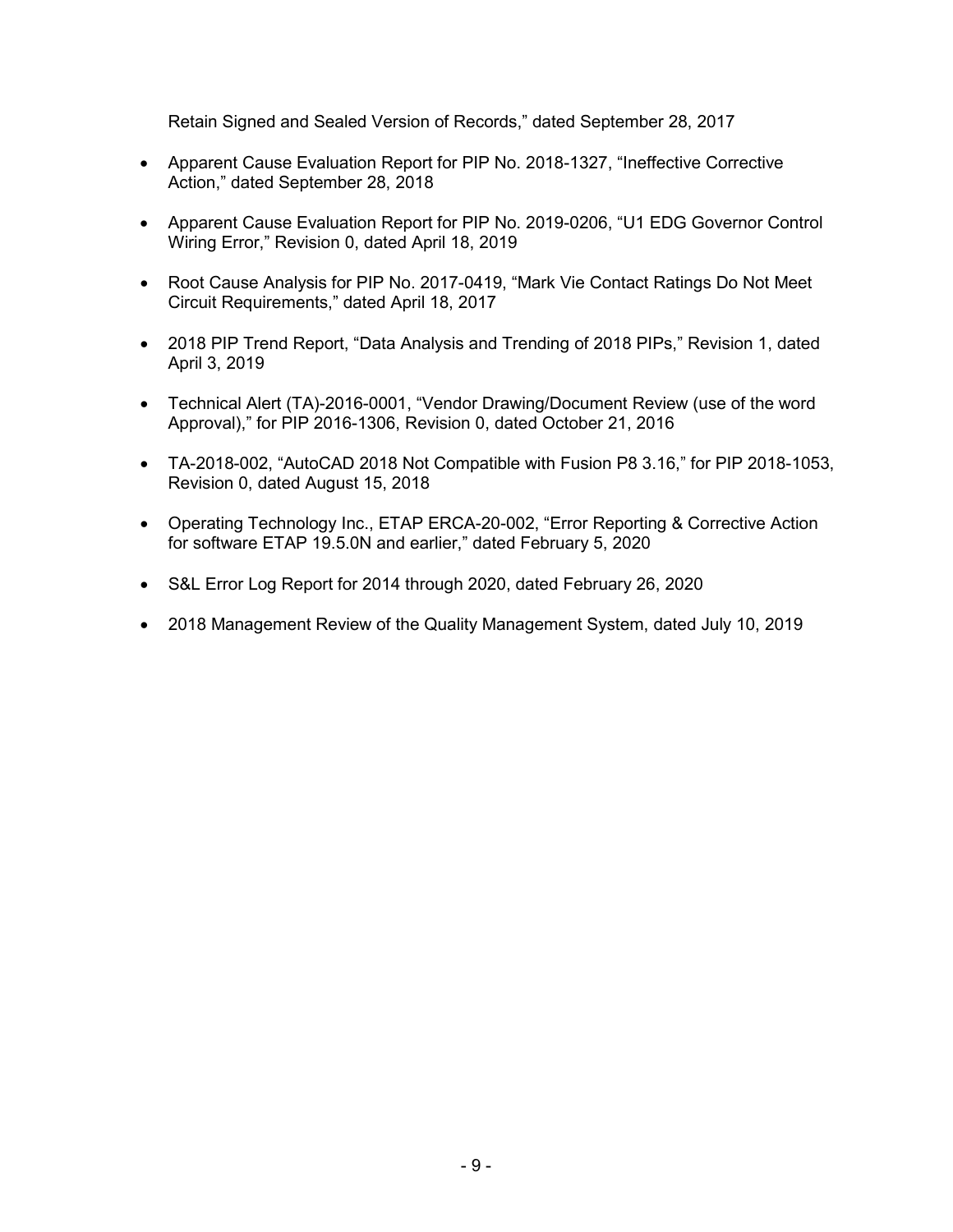Retain Signed and Sealed Version of Records," dated September 28, 2017

- Apparent Cause Evaluation Report for PIP No. 2018-1327, "Ineffective Corrective Action," dated September 28, 2018
- Apparent Cause Evaluation Report for PIP No. 2019-0206, "U1 EDG Governor Control Wiring Error," Revision 0, dated April 18, 2019
- Root Cause Analysis for PIP No. 2017-0419, "Mark Vie Contact Ratings Do Not Meet Circuit Requirements," dated April 18, 2017
- 2018 PIP Trend Report, "Data Analysis and Trending of 2018 PIPs," Revision 1, dated April 3, 2019
- Technical Alert (TA)-2016-0001, "Vendor Drawing/Document Review (use of the word Approval)," for PIP 2016-1306, Revision 0, dated October 21, 2016
- TA-2018-002, "AutoCAD 2018 Not Compatible with Fusion P8 3.16," for PIP 2018-1053, Revision 0, dated August 15, 2018
- Operating Technology Inc., ETAP ERCA-20-002, "Error Reporting & Corrective Action for software ETAP 19.5.0N and earlier," dated February 5, 2020
- S&L Error Log Report for 2014 through 2020, dated February 26, 2020
- 2018 Management Review of the Quality Management System, dated July 10, 2019